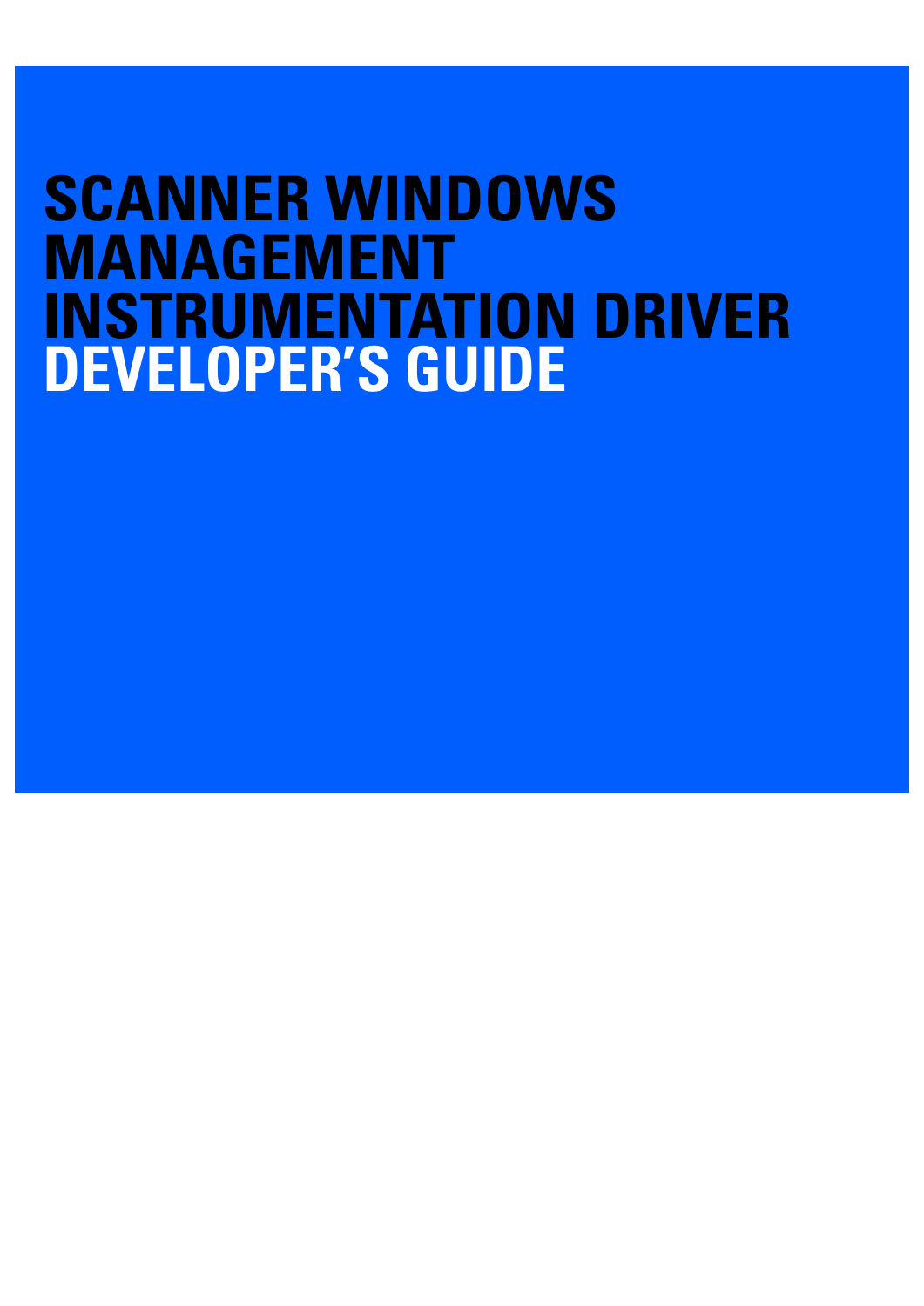# SCANNER WINDOWS MANAGEMENT INSTRUMENTATION DRIVER DEVELOPER'S GUIDE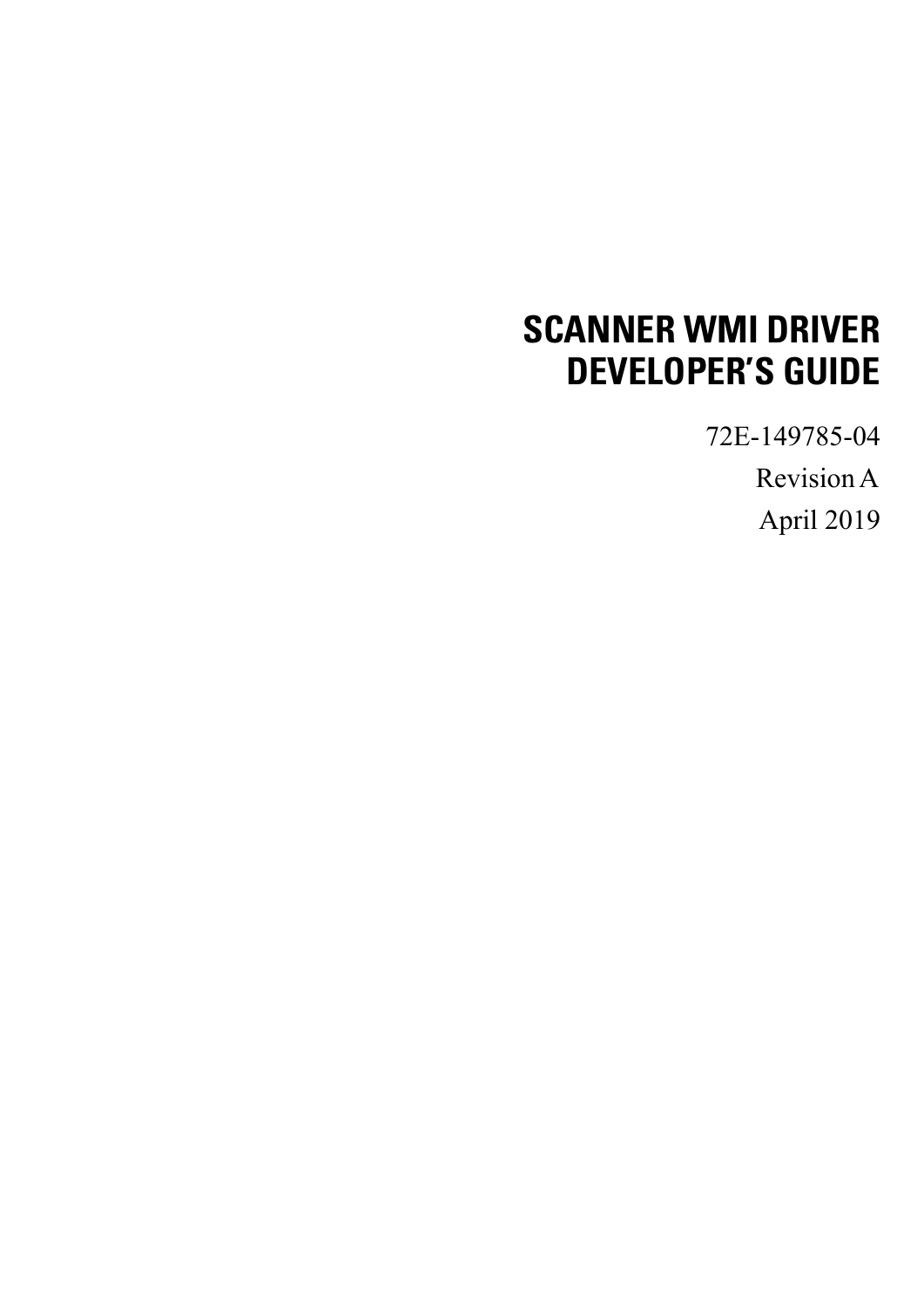# SCANNER WMI DRIVER DEVELOPER'S GUIDE

72E-149785-04

Revision A

April 2019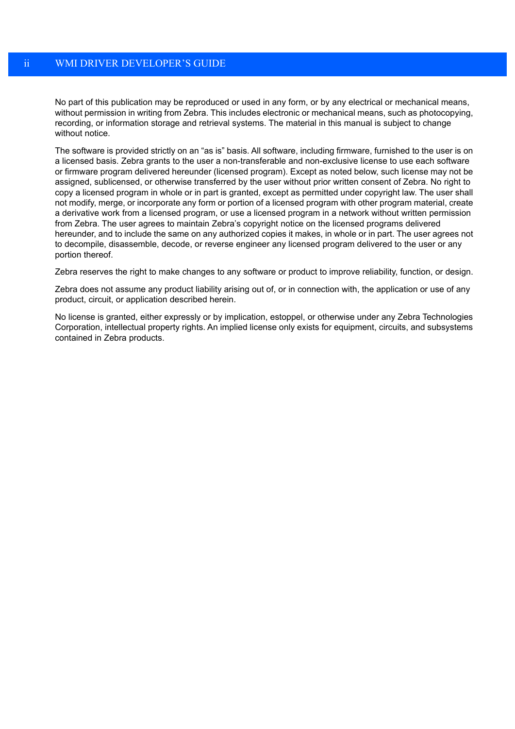No part of this publication may be reproduced or used in any form, or by any electrical or mechanical means, without permission in writing from Zebra. This includes electronic or mechanical means, such as photocopying, recording, or information storage and retrieval systems. The material in this manual is subject to change without notice.

The software is provided strictly on an “as is” basis. All software, including firmware, furnished to the user is on a licensed basis. Zebra grants to the user a non-transferable and non-exclusive license to use each software or firmware program delivered hereunder (licensed program). Except as noted below, such license may not be assigned, sublicensed, or otherwise transferred by the user without prior written consent of Zebra. No right to copy a licensed program in whole or in part is granted, except as permitted under copyright law. The user shall not modify, merge, or incorporate any form or portion of a licensed program with other program material, create a derivative work from a licensed program, or use a licensed program in a network without written permission from Zebra. The user agrees to maintain Zebra’s copyright notice on the licensed programs delivered hereunder, and to include the same on any authorized copies it makes, in whole or in part. The user agrees not to decompile, disassemble, decode, or reverse engineer any licensed program delivered to the user or any portion thereof.

Zebra reserves the right to make changes to any software or product to improve reliability, function, or design.

Zebra does not assume any product liability arising out of, or in connection with, the application or use of any product, circuit, or application described herein.

No license is granted, either expressly or by implication, estoppel, or otherwise under any Zebra Technologies Corporation, intellectual property rights. An implied license only exists for equipment, circuits, and subsystems contained in Zebra products.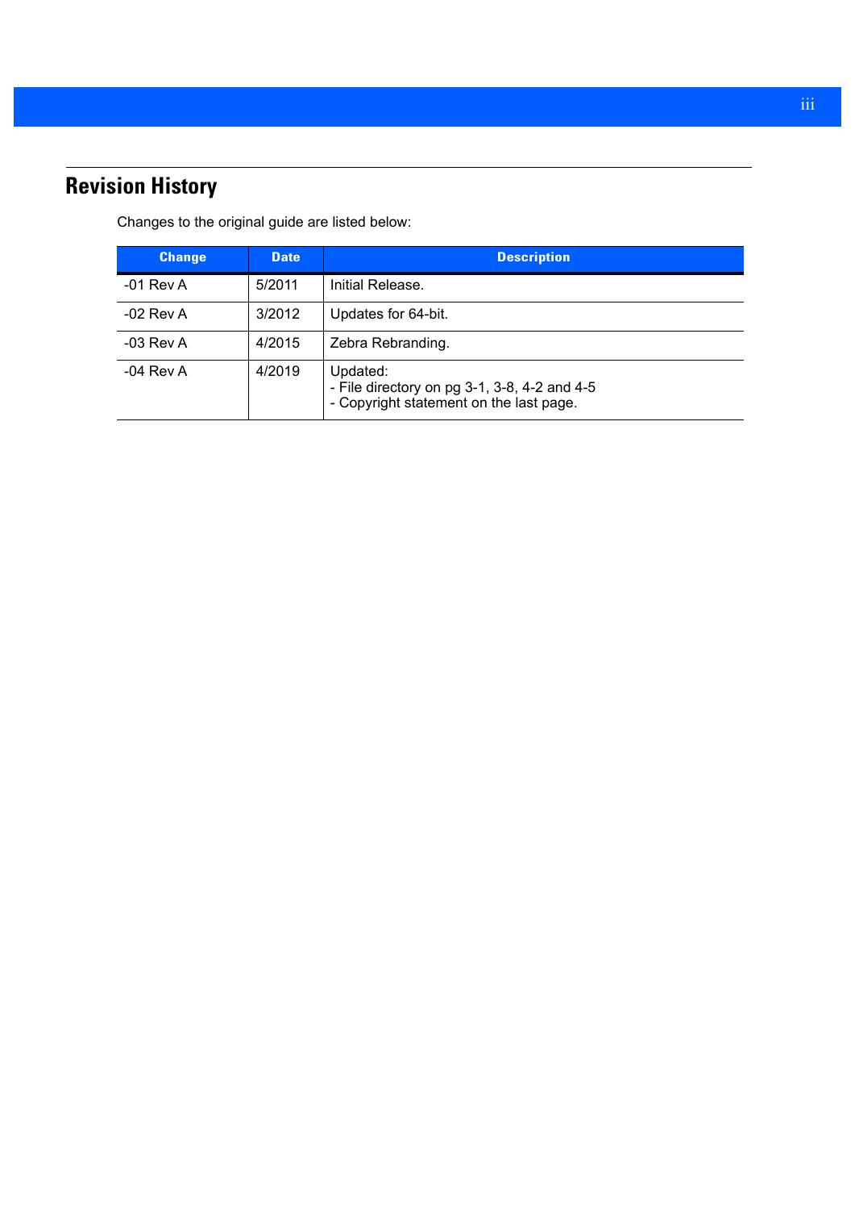## Revision History

Changes to the original guide are listed below:

| Change | Date | Description |
|---|---|---|
| -01 Rev A | 5/2011 | Initial Release. |
| -02 Rev A | 3/2012 | Updates for 64-bit. |
| -03 Rev A | 4/2015 | Zebra Rebranding. |
| -04 Rev A | 4/2019 | Updated:<br>- File directory on pg 3-1, 3-8, 4-2 and 4-5<br>- Copyright statement on the last page. |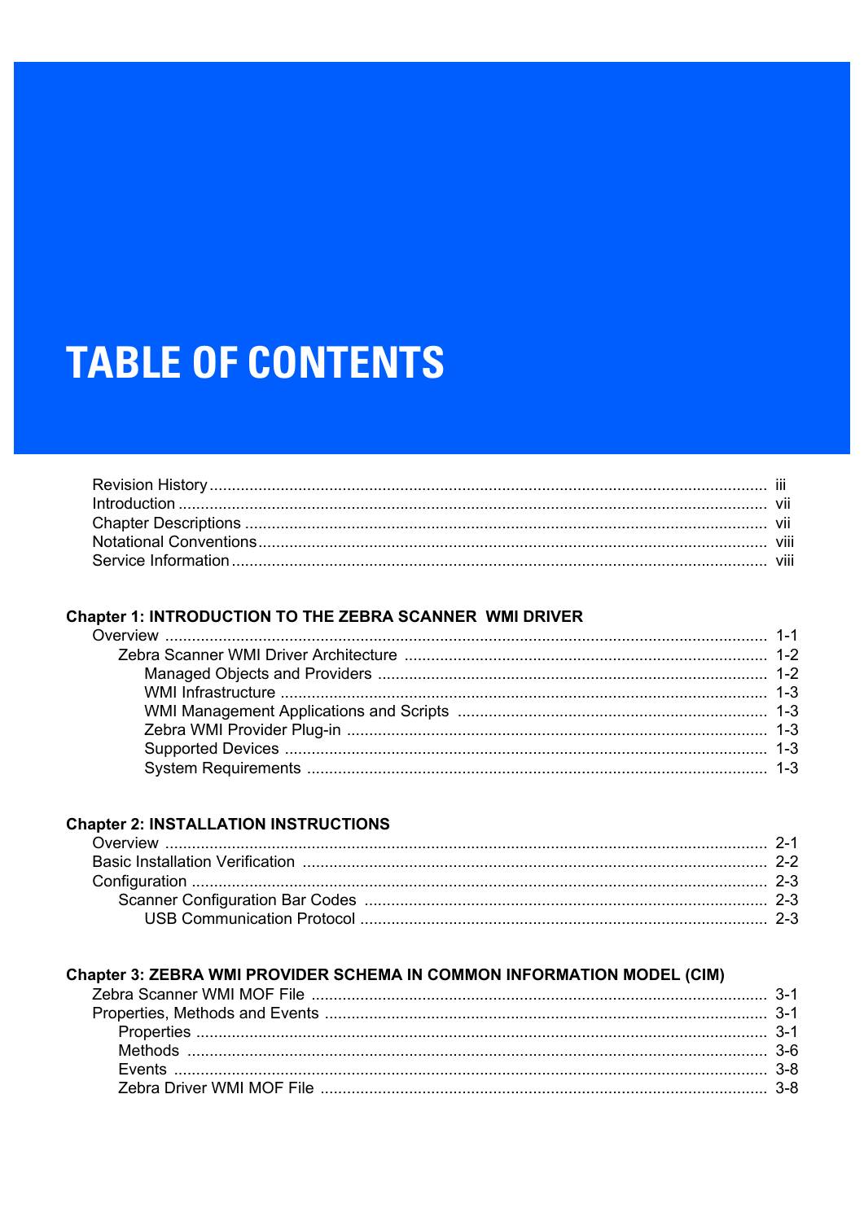# TABLE OF CONTENTS

Revision History ............................................................ iii
Introduction ............................................................ vii
Chapter Descriptions ............................................................ vii
Notational Conventions ............................................................ viii
Service Information ............................................................ viii

## Chapter 1: INTRODUCTION TO THE ZEBRA SCANNER WMI DRIVER

- Overview ............................................................ 1-1
  - Zebra Scanner WMI Driver Architecture ............................................................ 1-2
    - Managed Objects and Providers ............................................................ 1-2
    - WMI Infrastructure ............................................................ 1-3
    - WMI Management Applications and Scripts ............................................................ 1-3
    - Zebra WMI Provider Plug-in ............................................................ 1-3
    - Supported Devices ............................................................ 1-3
    - System Requirements ............................................................ 1-3

## Chapter 2: INSTALLATION INSTRUCTIONS

- Overview ............................................................ 2-1
- Basic Installation Verification ............................................................ 2-2
- Configuration ............................................................ 2-3
  - Scanner Configuration Bar Codes ............................................................ 2-3
    - USB Communication Protocol ............................................................ 2-3

## Chapter 3: ZEBRA WMI PROVIDER SCHEMA IN COMMON INFORMATION MODEL (CIM)

- Zebra Scanner WMI MOF File ............................................................ 3-1
- Properties, Methods and Events ............................................................ 3-1
  - Properties ............................................................ 3-1
  - Methods ............................................................ 3-6
  - Events ............................................................ 3-8
  - Zebra Driver WMI MOF File ............................................................ 3-8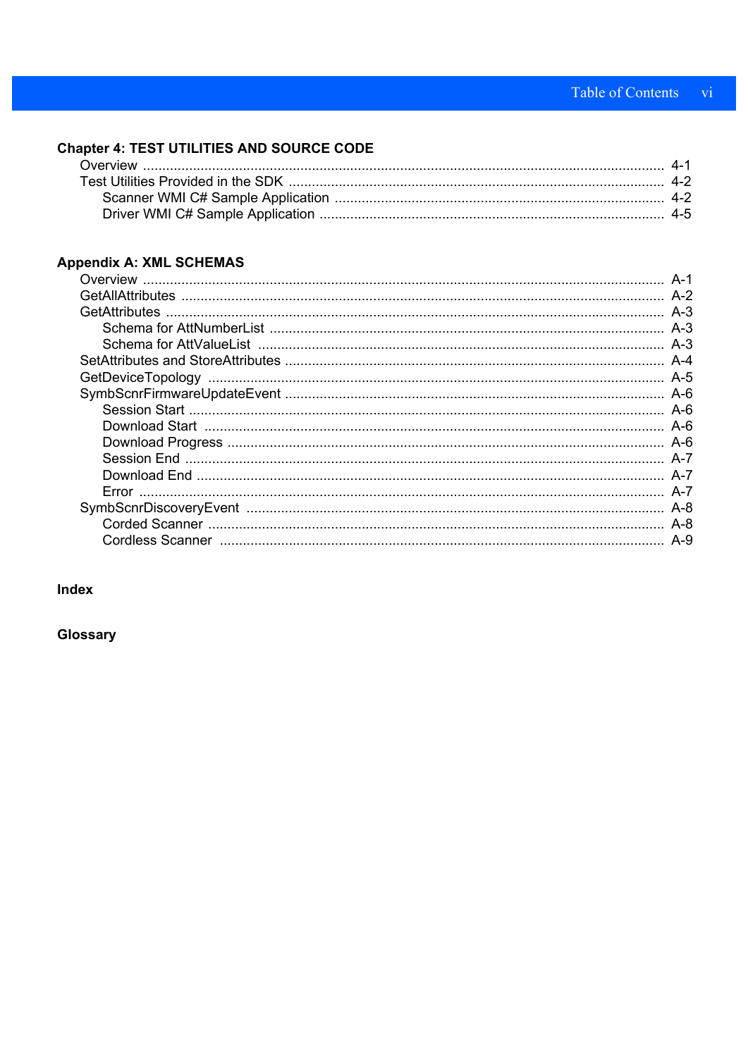**Chapter 4: TEST UTILITIES AND SOURCE CODE**

- Overview ..... 4-1
- Test Utilities Provided in the SDK ..... 4-2
  - Scanner WMI C# Sample Application ..... 4-2
  - Driver WMI C# Sample Application ..... 4-5

**Appendix A: XML SCHEMAS**

- Overview ..... A-1
- GetAllAttributes ..... A-2
- GetAttributes ..... A-3
  - Schema for AttNumberList ..... A-3
  - Schema for AttValueList ..... A-3
- SetAttributes and StoreAttributes ..... A-4
- GetDeviceTopology ..... A-5
- SymbScnrFirmwareUpdateEvent ..... A-6
  - Session Start ..... A-6
  - Download Start ..... A-6
  - Download Progress ..... A-6
  - Session End ..... A-7
  - Download End ..... A-7
  - Error ..... A-7
- SymbScnrDiscoveryEvent ..... A-8
  - Corded Scanner ..... A-8
  - Cordless Scanner ..... A-9

**Index**

**Glossary**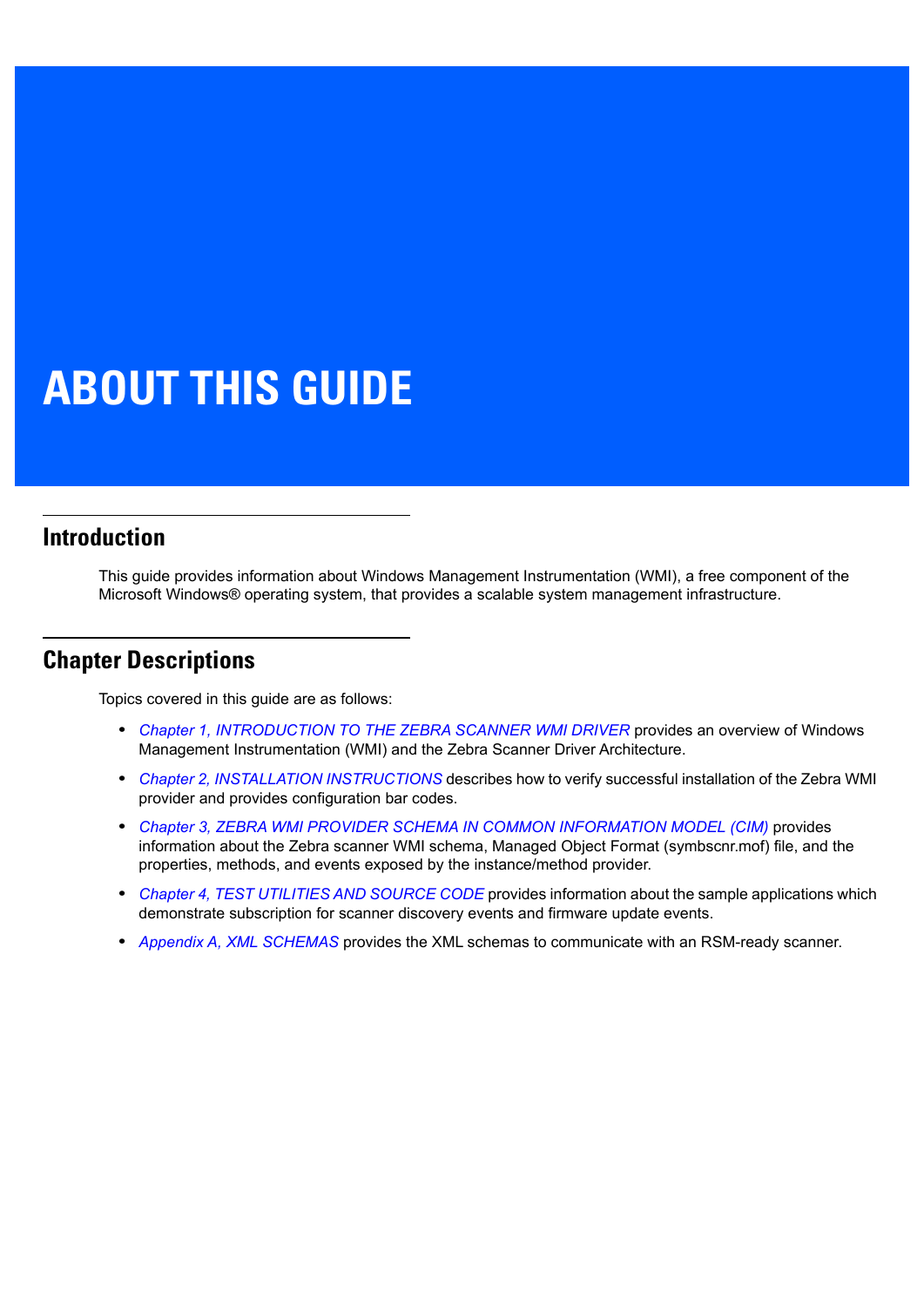# ABOUT THIS GUIDE

## Introduction

This guide provides information about Windows Management Instrumentation (WMI), a free component of the Microsoft Windows® operating system, that provides a scalable system management infrastructure.

## Chapter Descriptions

Topics covered in this guide are as follows:

- *Chapter 1, INTRODUCTION TO THE ZEBRA SCANNER WMI DRIVER* provides an overview of Windows Management Instrumentation (WMI) and the Zebra Scanner Driver Architecture.
- *Chapter 2, INSTALLATION INSTRUCTIONS* describes how to verify successful installation of the Zebra WMI provider and provides configuration bar codes.
- *Chapter 3, ZEBRA WMI PROVIDER SCHEMA IN COMMON INFORMATION MODEL (CIM)* provides information about the Zebra scanner WMI schema, Managed Object Format (symbscnr.mof) file, and the properties, methods, and events exposed by the instance/method provider.
- *Chapter 4, TEST UTILITIES AND SOURCE CODE* provides information about the sample applications which demonstrate subscription for scanner discovery events and firmware update events.
- *Appendix A, XML SCHEMAS* provides the XML schemas to communicate with an RSM-ready scanner.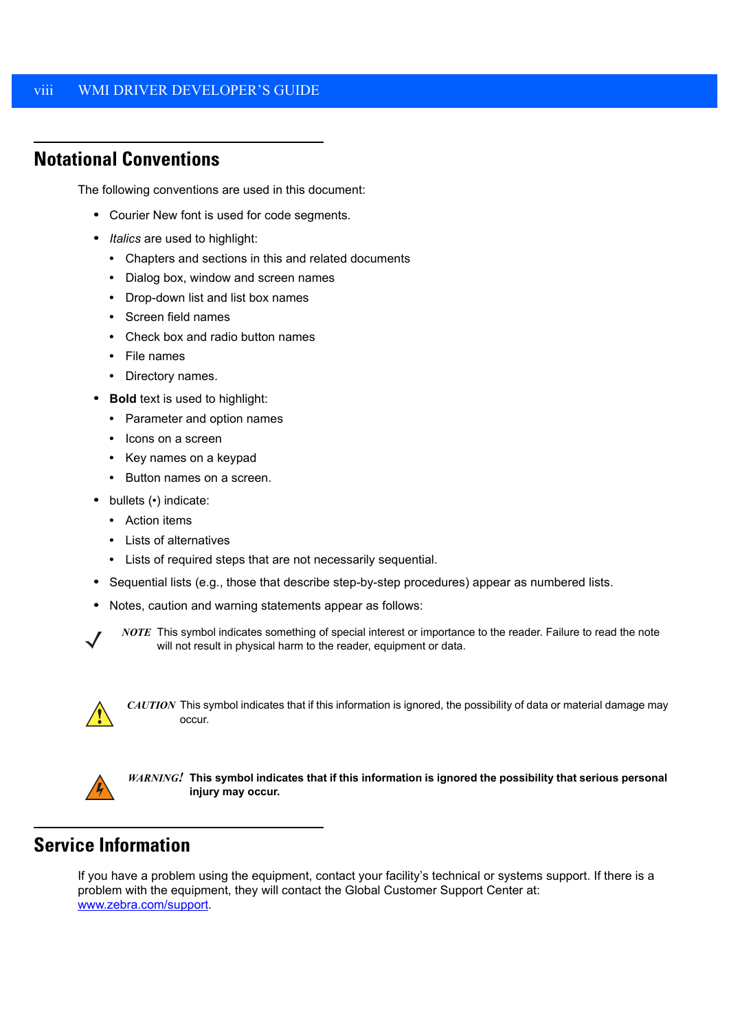## Notational Conventions

The following conventions are used in this document:

- Courier New font is used for code segments.
- *Italics* are used to highlight:
  - Chapters and sections in this and related documents
  - Dialog box, window and screen names
  - Drop-down list and list box names
  - Screen field names
  - Check box and radio button names
  - File names
  - Directory names.
- **Bold** text is used to highlight:
  - Parameter and option names
  - Icons on a screen
  - Key names on a keypad
  - Button names on a screen.
- bullets (•) indicate:
  - Action items
  - Lists of alternatives
  - Lists of required steps that are not necessarily sequential.
- Sequential lists (e.g., those that describe step-by-step procedures) appear as numbered lists.
- Notes, caution and warning statements appear as follows:

*NOTE* This symbol indicates something of special interest or importance to the reader. Failure to read the note will not result in physical harm to the reader, equipment or data.

*CAUTION* This symbol indicates that if this information is ignored, the possibility of data or material damage may occur.

*WARNING!* **This symbol indicates that if this information is ignored the possibility that serious personal injury may occur.**

## Service Information

If you have a problem using the equipment, contact your facility's technical or systems support. If there is a problem with the equipment, they will contact the Global Customer Support Center at: www.zebra.com/support.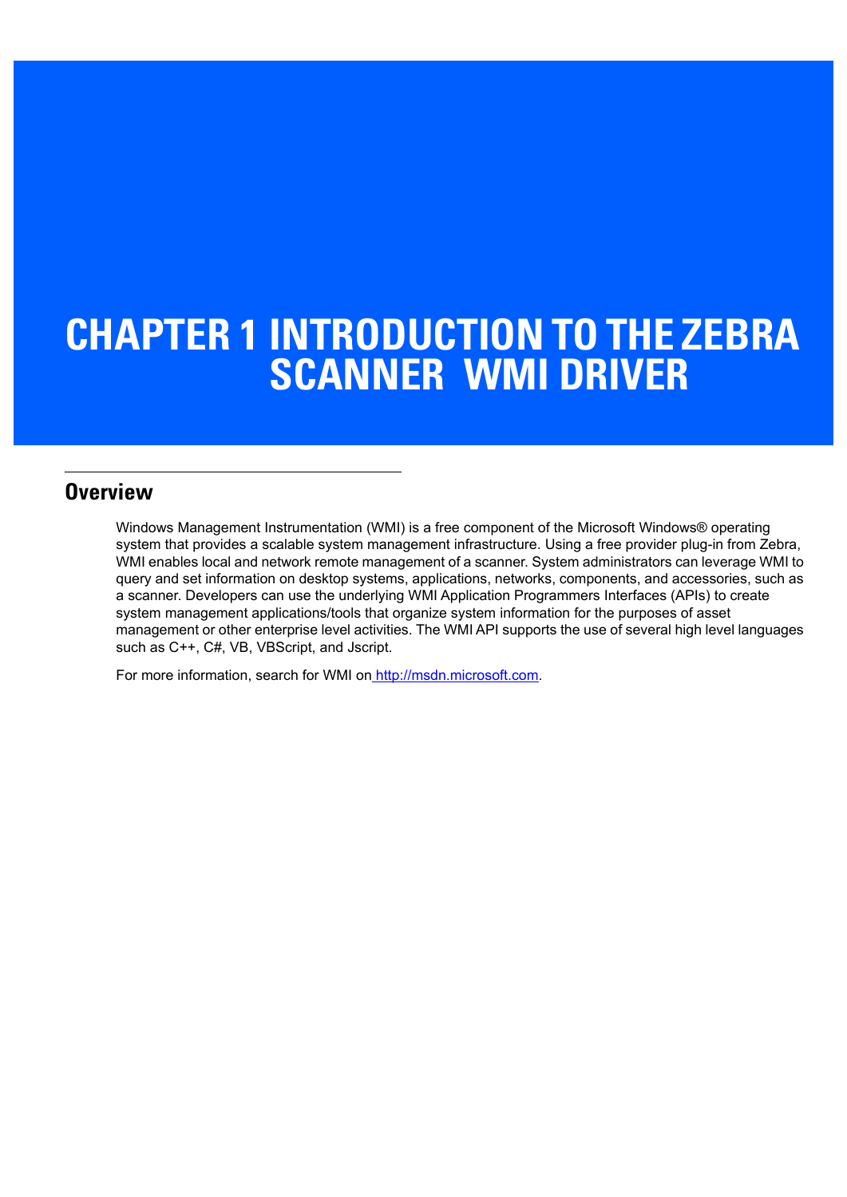# CHAPTER 1 INTRODUCTION TO THE ZEBRA SCANNER WMI DRIVER

## Overview

Windows Management Instrumentation (WMI) is a free component of the Microsoft Windows® operating system that provides a scalable system management infrastructure. Using a free provider plug-in from Zebra, WMI enables local and network remote management of a scanner. System administrators can leverage WMI to query and set information on desktop systems, applications, networks, components, and accessories, such as a scanner. Developers can use the underlying WMI Application Programmers Interfaces (APIs) to create system management applications/tools that organize system information for the purposes of asset management or other enterprise level activities. The WMI API supports the use of several high level languages such as C++, C#, VB, VBScript, and Jscript.

For more information, search for WMI on http://msdn.microsoft.com.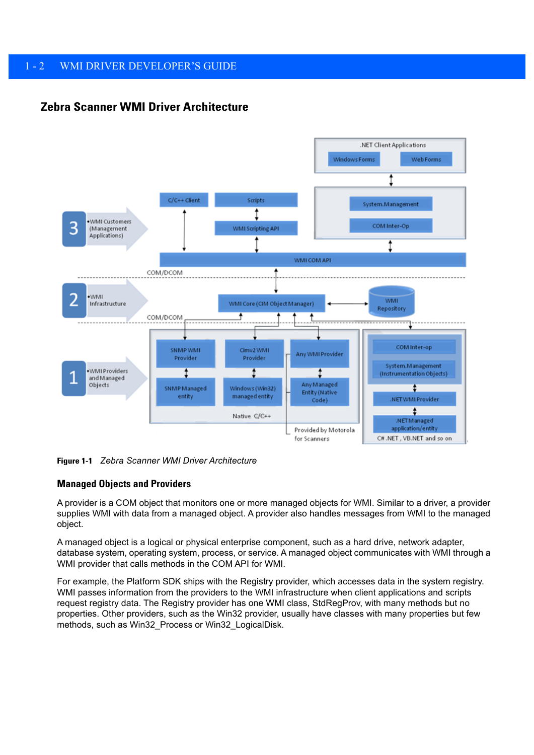## Zebra Scanner WMI Driver Architecture

**Figure 1-1** *Zebra Scanner WMI Driver Architecture*

### Managed Objects and Providers

A provider is a COM object that monitors one or more managed objects for WMI. Similar to a driver, a provider supplies WMI with data from a managed object. A provider also handles messages from WMI to the managed object.

A managed object is a logical or physical enterprise component, such as a hard drive, network adapter, database system, operating system, process, or service. A managed object communicates with WMI through a WMI provider that calls methods in the COM API for WMI.

For example, the Platform SDK ships with the Registry provider, which accesses data in the system registry. WMI passes information from the providers to the WMI infrastructure when client applications and scripts request registry data. The Registry provider has one WMI class, StdRegProv, with many methods but no properties. Other providers, such as the Win32 provider, usually have classes with many properties but few methods, such as Win32_Process or Win32_LogicalDisk.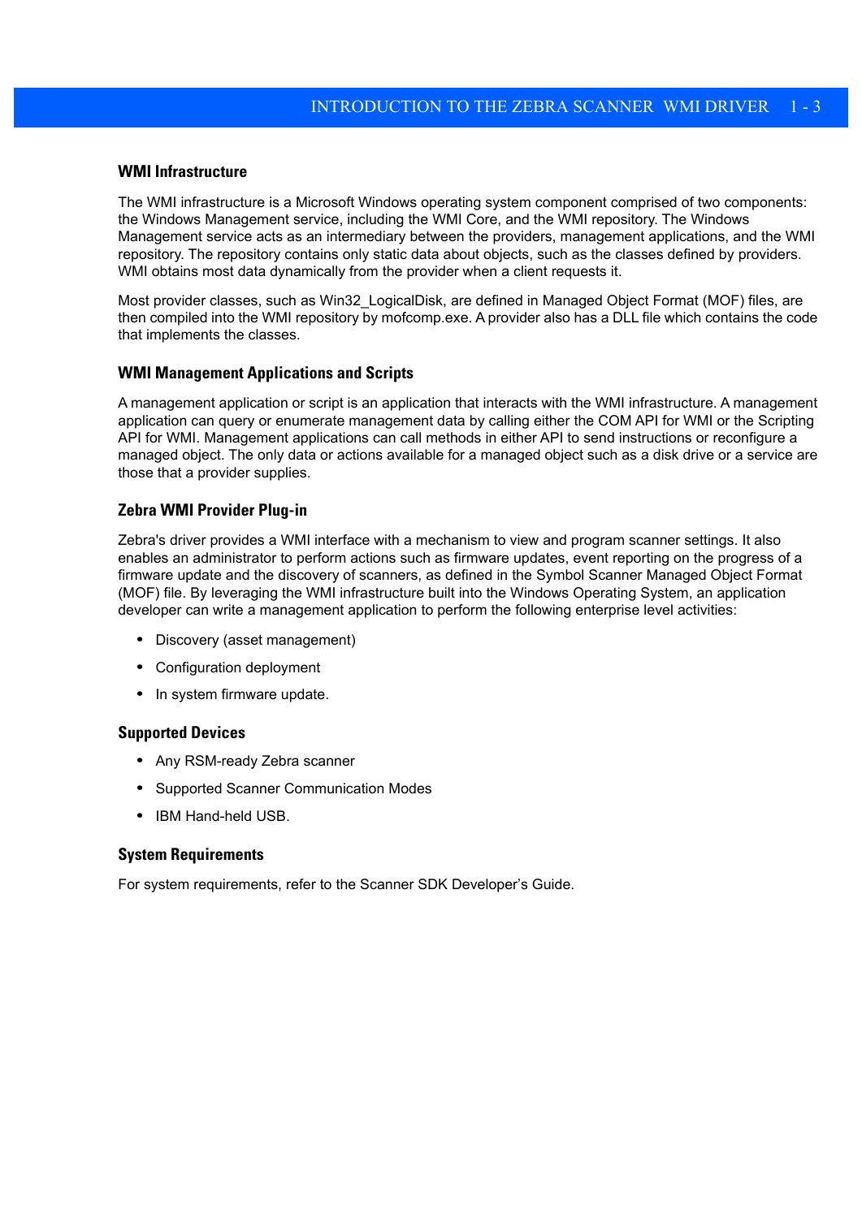### WMI Infrastructure

The WMI infrastructure is a Microsoft Windows operating system component comprised of two components: the Windows Management service, including the WMI Core, and the WMI repository. The Windows Management service acts as an intermediary between the providers, management applications, and the WMI repository. The repository contains only static data about objects, such as the classes defined by providers. WMI obtains most data dynamically from the provider when a client requests it.

Most provider classes, such as Win32_LogicalDisk, are defined in Managed Object Format (MOF) files, are then compiled into the WMI repository by mofcomp.exe. A provider also has a DLL file which contains the code that implements the classes.

### WMI Management Applications and Scripts

A management application or script is an application that interacts with the WMI infrastructure. A management application can query or enumerate management data by calling either the COM API for WMI or the Scripting API for WMI. Management applications can call methods in either API to send instructions or reconfigure a managed object. The only data or actions available for a managed object such as a disk drive or a service are those that a provider supplies.

### Zebra WMI Provider Plug-in

Zebra's driver provides a WMI interface with a mechanism to view and program scanner settings. It also enables an administrator to perform actions such as firmware updates, event reporting on the progress of a firmware update and the discovery of scanners, as defined in the Symbol Scanner Managed Object Format (MOF) file. By leveraging the WMI infrastructure built into the Windows Operating System, an application developer can write a management application to perform the following enterprise level activities:

- Discovery (asset management)
- Configuration deployment
- In system firmware update.

### Supported Devices

- Any RSM-ready Zebra scanner
- Supported Scanner Communication Modes
- IBM Hand-held USB.

### System Requirements

For system requirements, refer to the Scanner SDK Developer's Guide.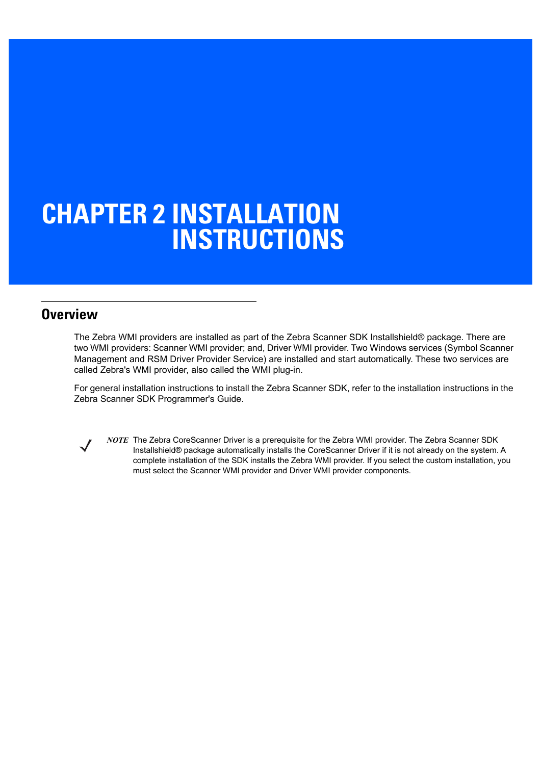# CHAPTER 2 INSTALLATION INSTRUCTIONS

## Overview

The Zebra WMI providers are installed as part of the Zebra Scanner SDK Installshield® package. There are two WMI providers: Scanner WMI provider; and, Driver WMI provider. Two Windows services (Symbol Scanner Management and RSM Driver Provider Service) are installed and start automatically. These two services are called Zebra's WMI provider, also called the WMI plug-in.

For general installation instructions to install the Zebra Scanner SDK, refer to the installation instructions in the Zebra Scanner SDK Programmer's Guide.

> *NOTE* The Zebra CoreScanner Driver is a prerequisite for the Zebra WMI provider. The Zebra Scanner SDK Installshield® package automatically installs the CoreScanner Driver if it is not already on the system. A complete installation of the SDK installs the Zebra WMI provider. If you select the custom installation, you must select the Scanner WMI provider and Driver WMI provider components.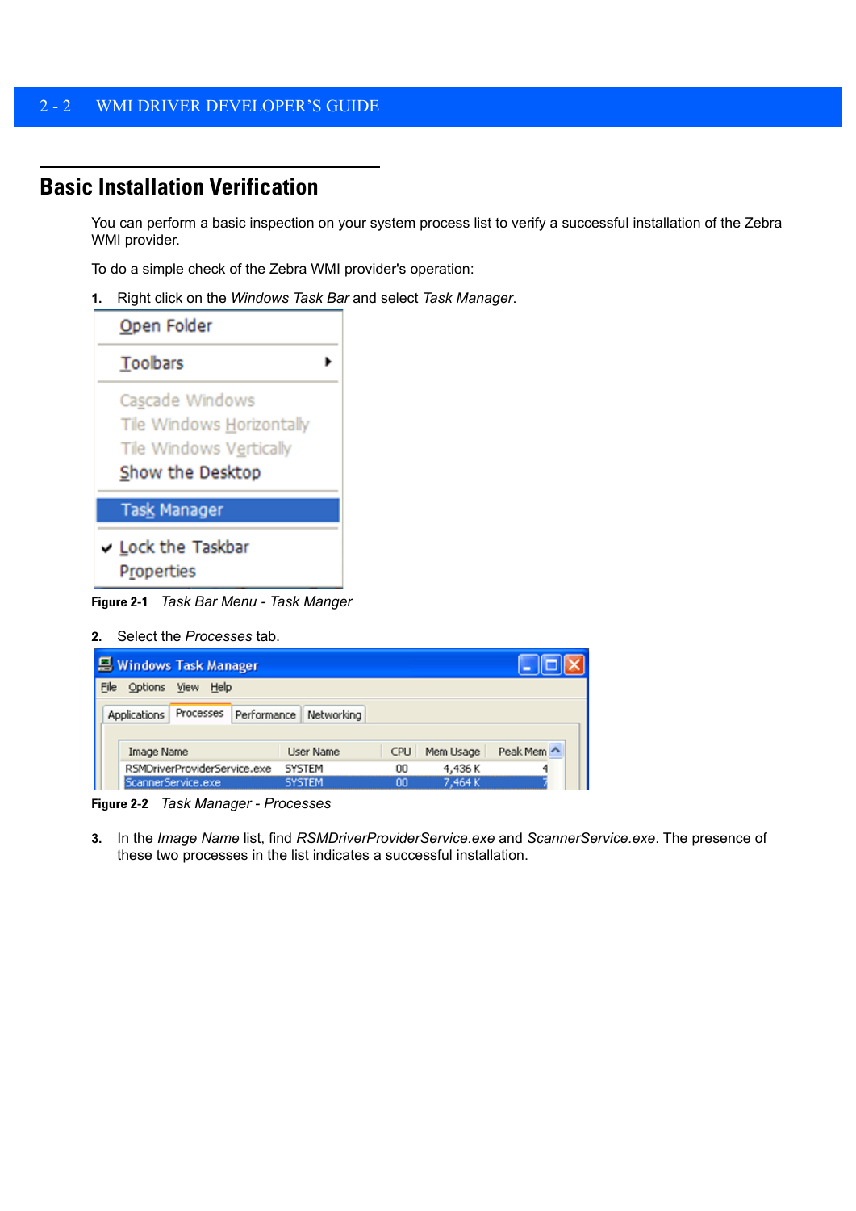## Basic Installation Verification

You can perform a basic inspection on your system process list to verify a successful installation of the Zebra WMI provider.

To do a simple check of the Zebra WMI provider's operation:

1. Right click on the *Windows Task Bar* and select *Task Manager*.

**Figure 2-1** *Task Bar Menu - Task Manger*

2. Select the *Processes* tab.

**Figure 2-2** *Task Manager - Processes*

3. In the *Image Name* list, find *RSMDriverProviderService.exe* and *ScannerService.exe*. The presence of these two processes in the list indicates a successful installation.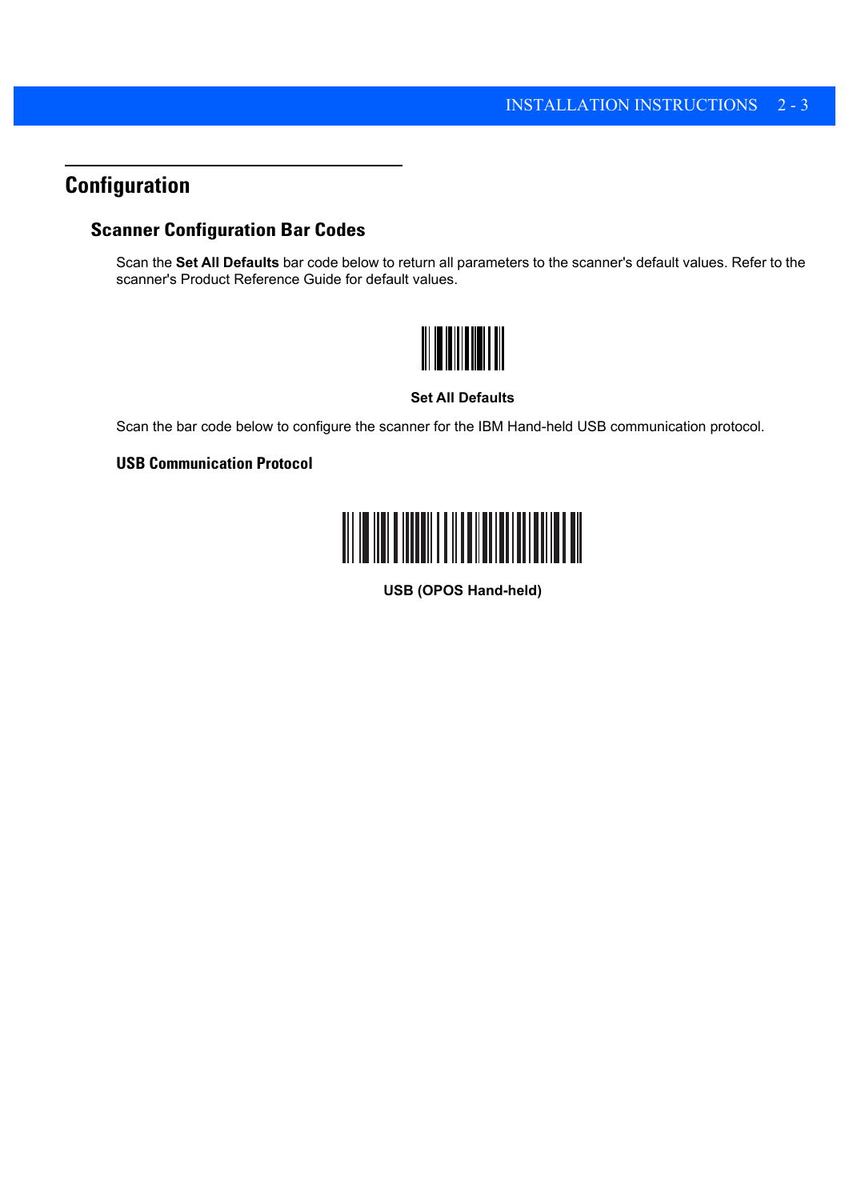## Configuration

### Scanner Configuration Bar Codes

Scan the **Set All Defaults** bar code below to return all parameters to the scanner's default values. Refer to the scanner's Product Reference Guide for default values.

**Set All Defaults**

Scan the bar code below to configure the scanner for the IBM Hand-held USB communication protocol.

#### USB Communication Protocol

**USB (OPOS Hand-held)**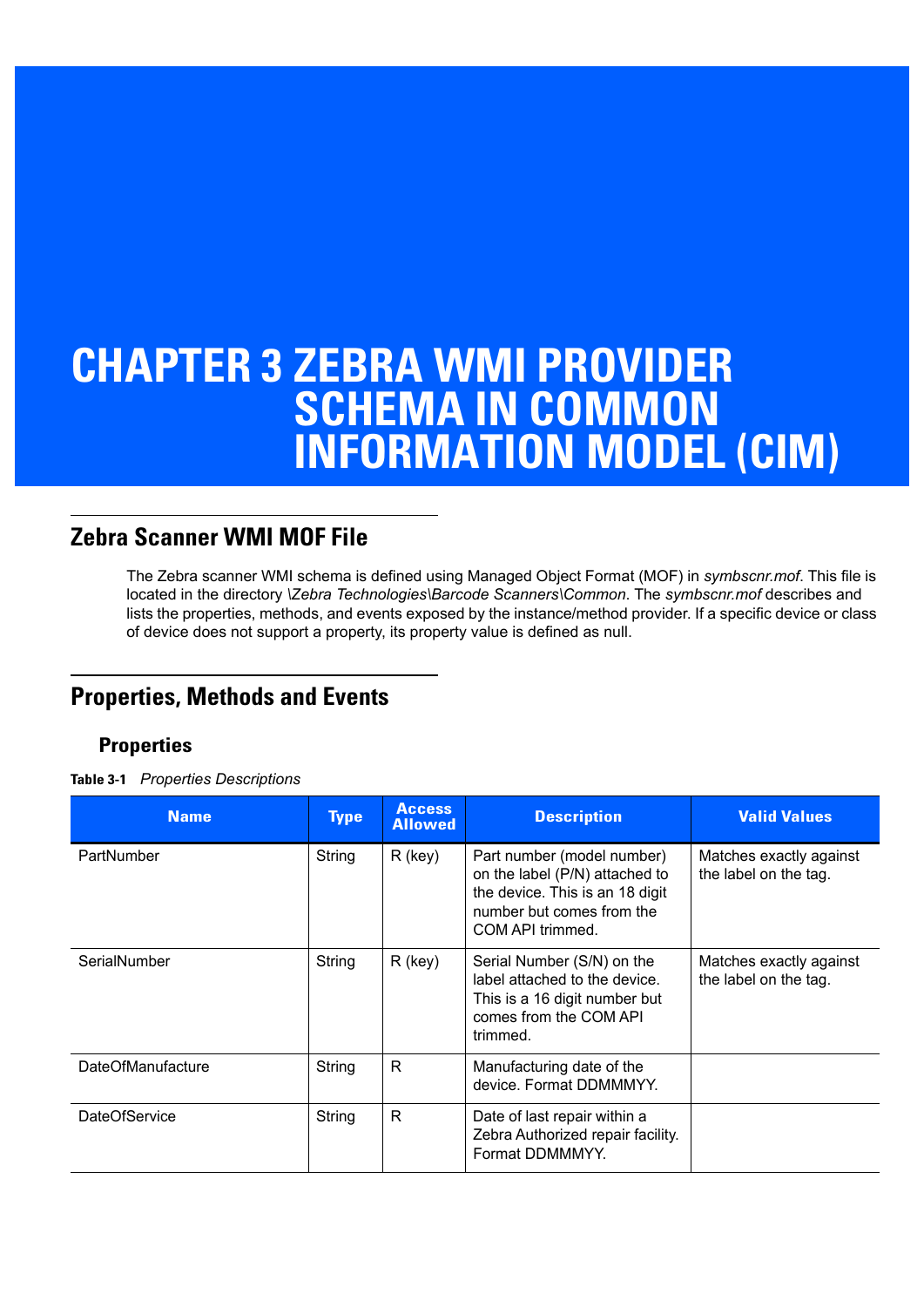# CHAPTER 3 ZEBRA WMI PROVIDER SCHEMA IN COMMON INFORMATION MODEL (CIM)

## Zebra Scanner WMI MOF File

The Zebra scanner WMI schema is defined using Managed Object Format (MOF) in *symbscnr.mof*. This file is located in the directory *\Zebra Technologies\Barcode Scanners\Common*. The *symbscnr.mof* describes and lists the properties, methods, and events exposed by the instance/method provider. If a specific device or class of device does not support a property, its property value is defined as null.

## Properties, Methods and Events

### Properties

**Table 3-1** *Properties Descriptions*

| Name | Type | Access Allowed | Description | Valid Values |
|---|---|---|---|---|
| PartNumber | String | R (key) | Part number (model number) on the label (P/N) attached to the device. This is an 18 digit number but comes from the COM API trimmed. | Matches exactly against the label on the tag. |
| SerialNumber | String | R (key) | Serial Number (S/N) on the label attached to the device. This is a 16 digit number but comes from the COM API trimmed. | Matches exactly against the label on the tag. |
| DateOfManufacture | String | R | Manufacturing date of the device. Format DDMMMYY. | |
| DateOfService | String | R | Date of last repair within a Zebra Authorized repair facility. Format DDMMMYY. | |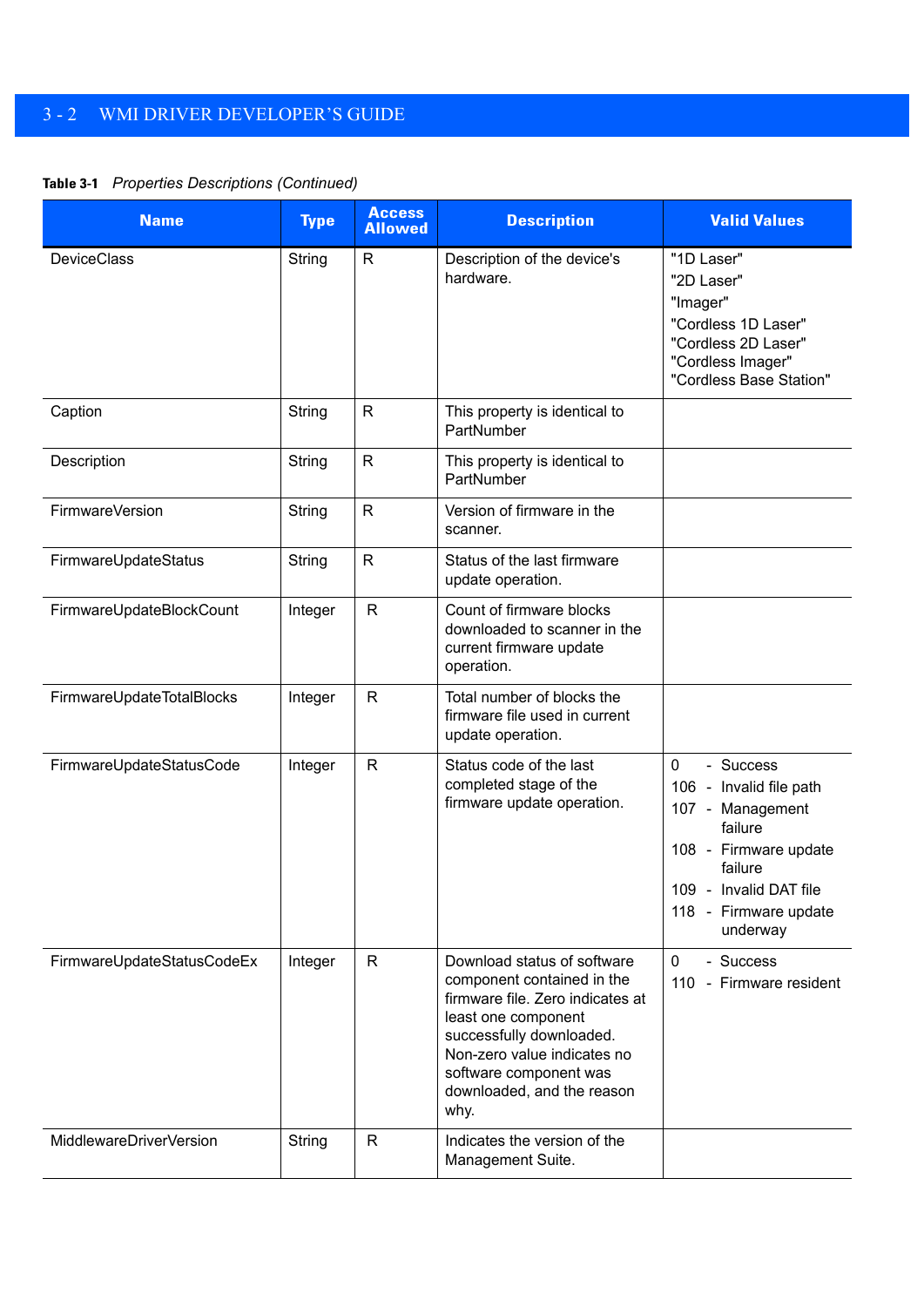**Table 3-1** *Properties Descriptions (Continued)*

| Name | Type | Access Allowed | Description | Valid Values |
|---|---|---|---|---|
| DeviceClass | String | R | Description of the device's hardware. | "1D Laser"<br>"2D Laser"<br>"Imager"<br>"Cordless 1D Laser"<br>"Cordless 2D Laser"<br>"Cordless Imager"<br>"Cordless Base Station" |
| Caption | String | R | This property is identical to PartNumber | |
| Description | String | R | This property is identical to PartNumber | |
| FirmwareVersion | String | R | Version of firmware in the scanner. | |
| FirmwareUpdateStatus | String | R | Status of the last firmware update operation. | |
| FirmwareUpdateBlockCount | Integer | R | Count of firmware blocks downloaded to scanner in the current firmware update operation. | |
| FirmwareUpdateTotalBlocks | Integer | R | Total number of blocks the firmware file used in current update operation. | |
| FirmwareUpdateStatusCode | Integer | R | Status code of the last completed stage of the firmware update operation. | 0 - Success<br>106 - Invalid file path<br>107 - Management failure<br>108 - Firmware update failure<br>109 - Invalid DAT file<br>118 - Firmware update underway |
| FirmwareUpdateStatusCodeEx | Integer | R | Download status of software component contained in the firmware file. Zero indicates at least one component successfully downloaded. Non-zero value indicates no software component was downloaded, and the reason why. | 0 - Success<br>110 - Firmware resident |
| MiddlewareDriverVersion | String | R | Indicates the version of the Management Suite. | |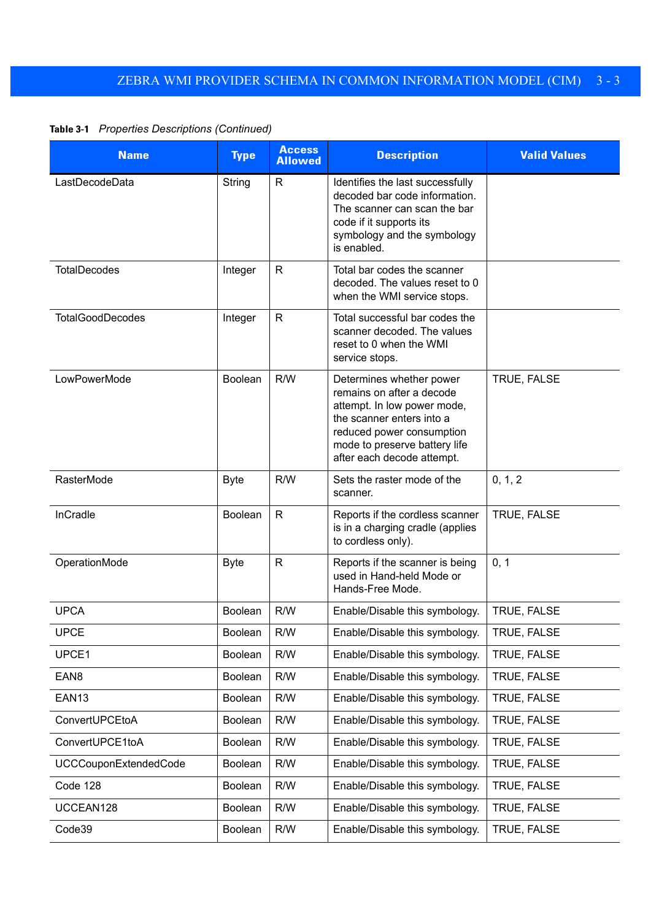**Table 3-1** *Properties Descriptions (Continued)*

| Name | Type | Access Allowed | Description | Valid Values |
|---|---|---|---|---|
| LastDecodeData | String | R | Identifies the last successfully decoded bar code information. The scanner can scan the bar code if it supports its symbology and the symbology is enabled. | |
| TotalDecodes | Integer | R | Total bar codes the scanner decoded. The values reset to 0 when the WMI service stops. | |
| TotalGoodDecodes | Integer | R | Total successful bar codes the scanner decoded. The values reset to 0 when the WMI service stops. | |
| LowPowerMode | Boolean | R/W | Determines whether power remains on after a decode attempt. In low power mode, the scanner enters into a reduced power consumption mode to preserve battery life after each decode attempt. | TRUE, FALSE |
| RasterMode | Byte | R/W | Sets the raster mode of the scanner. | 0, 1, 2 |
| InCradle | Boolean | R | Reports if the cordless scanner is in a charging cradle (applies to cordless only). | TRUE, FALSE |
| OperationMode | Byte | R | Reports if the scanner is being used in Hand-held Mode or Hands-Free Mode. | 0, 1 |
| UPCA | Boolean | R/W | Enable/Disable this symbology. | TRUE, FALSE |
| UPCE | Boolean | R/W | Enable/Disable this symbology. | TRUE, FALSE |
| UPCE1 | Boolean | R/W | Enable/Disable this symbology. | TRUE, FALSE |
| EAN8 | Boolean | R/W | Enable/Disable this symbology. | TRUE, FALSE |
| EAN13 | Boolean | R/W | Enable/Disable this symbology. | TRUE, FALSE |
| ConvertUPCEtoA | Boolean | R/W | Enable/Disable this symbology. | TRUE, FALSE |
| ConvertUPCE1toA | Boolean | R/W | Enable/Disable this symbology. | TRUE, FALSE |
| UCCCouponExtendedCode | Boolean | R/W | Enable/Disable this symbology. | TRUE, FALSE |
| Code 128 | Boolean | R/W | Enable/Disable this symbology. | TRUE, FALSE |
| UCCEAN128 | Boolean | R/W | Enable/Disable this symbology. | TRUE, FALSE |
| Code39 | Boolean | R/W | Enable/Disable this symbology. | TRUE, FALSE |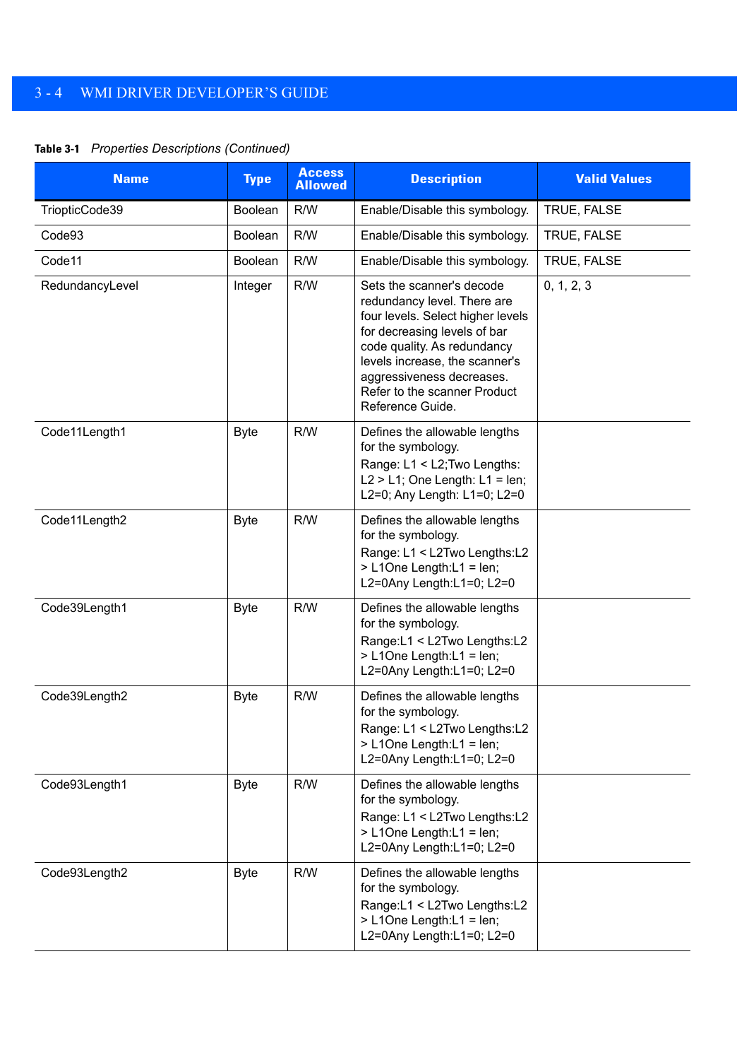**Table 3-1** *Properties Descriptions (Continued)*

| Name | Type | Access Allowed | Description | Valid Values |
|---|---|---|---|---|
| TriopticCode39 | Boolean | R/W | Enable/Disable this symbology. | TRUE, FALSE |
| Code93 | Boolean | R/W | Enable/Disable this symbology. | TRUE, FALSE |
| Code11 | Boolean | R/W | Enable/Disable this symbology. | TRUE, FALSE |
| RedundancyLevel | Integer | R/W | Sets the scanner's decode redundancy level. There are four levels. Select higher levels for decreasing levels of bar code quality. As redundancy levels increase, the scanner's aggressiveness decreases. Refer to the scanner Product Reference Guide. | 0, 1, 2, 3 |
| Code11Length1 | Byte | R/W | Defines the allowable lengths for the symbology. Range: L1 < L2;Two Lengths: L2 > L1; One Length: L1 = len; L2=0; Any Length: L1=0; L2=0 | |
| Code11Length2 | Byte | R/W | Defines the allowable lengths for the symbology. Range: L1 < L2Two Lengths:L2 > L1One Length:L1 = len; L2=0Any Length:L1=0; L2=0 | |
| Code39Length1 | Byte | R/W | Defines the allowable lengths for the symbology. Range:L1 < L2Two Lengths:L2 > L1One Length:L1 = len; L2=0Any Length:L1=0; L2=0 | |
| Code39Length2 | Byte | R/W | Defines the allowable lengths for the symbology. Range: L1 < L2Two Lengths:L2 > L1One Length:L1 = len; L2=0Any Length:L1=0; L2=0 | |
| Code93Length1 | Byte | R/W | Defines the allowable lengths for the symbology. Range: L1 < L2Two Lengths:L2 > L1One Length:L1 = len; L2=0Any Length:L1=0; L2=0 | |
| Code93Length2 | Byte | R/W | Defines the allowable lengths for the symbology. Range:L1 < L2Two Lengths:L2 > L1One Length:L1 = len; L2=0Any Length:L1=0; L2=0 | |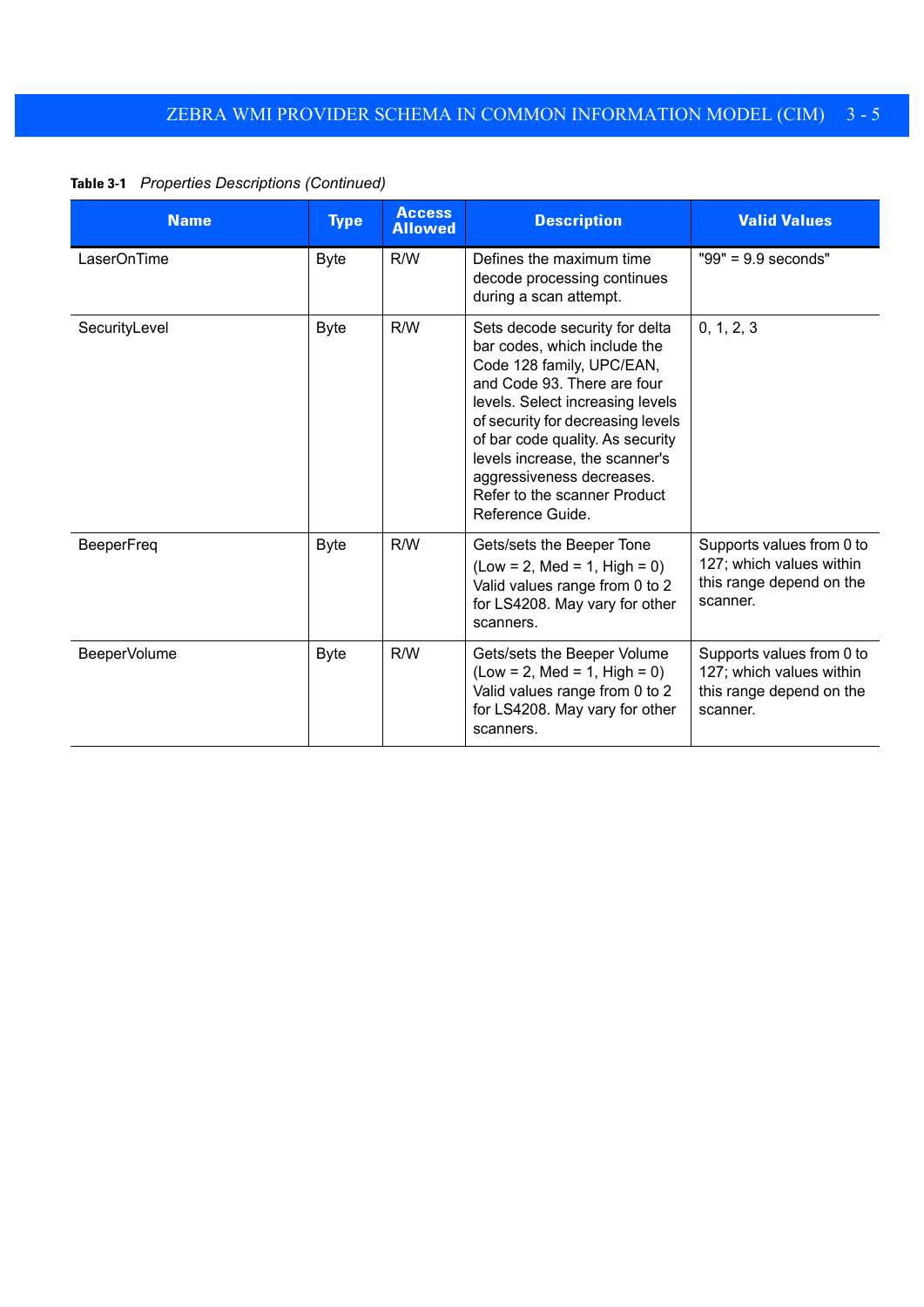**Table 3-1** *Properties Descriptions (Continued)*

| Name | Type | Access Allowed | Description | Valid Values |
|---|---|---|---|---|
| LaserOnTime | Byte | R/W | Defines the maximum time decode processing continues during a scan attempt. | "99" = 9.9 seconds" |
| SecurityLevel | Byte | R/W | Sets decode security for delta bar codes, which include the Code 128 family, UPC/EAN, and Code 93. There are four levels. Select increasing levels of security for decreasing levels of bar code quality. As security levels increase, the scanner's aggressiveness decreases. Refer to the scanner Product Reference Guide. | 0, 1, 2, 3 |
| BeeperFreq | Byte | R/W | Gets/sets the Beeper Tone (Low = 2, Med = 1, High = 0) Valid values range from 0 to 2 for LS4208. May vary for other scanners. | Supports values from 0 to 127; which values within this range depend on the scanner. |
| BeeperVolume | Byte | R/W | Gets/sets the Beeper Volume (Low = 2, Med = 1, High = 0) Valid values range from 0 to 2 for LS4208. May vary for other scanners. | Supports values from 0 to 127; which values within this range depend on the scanner. |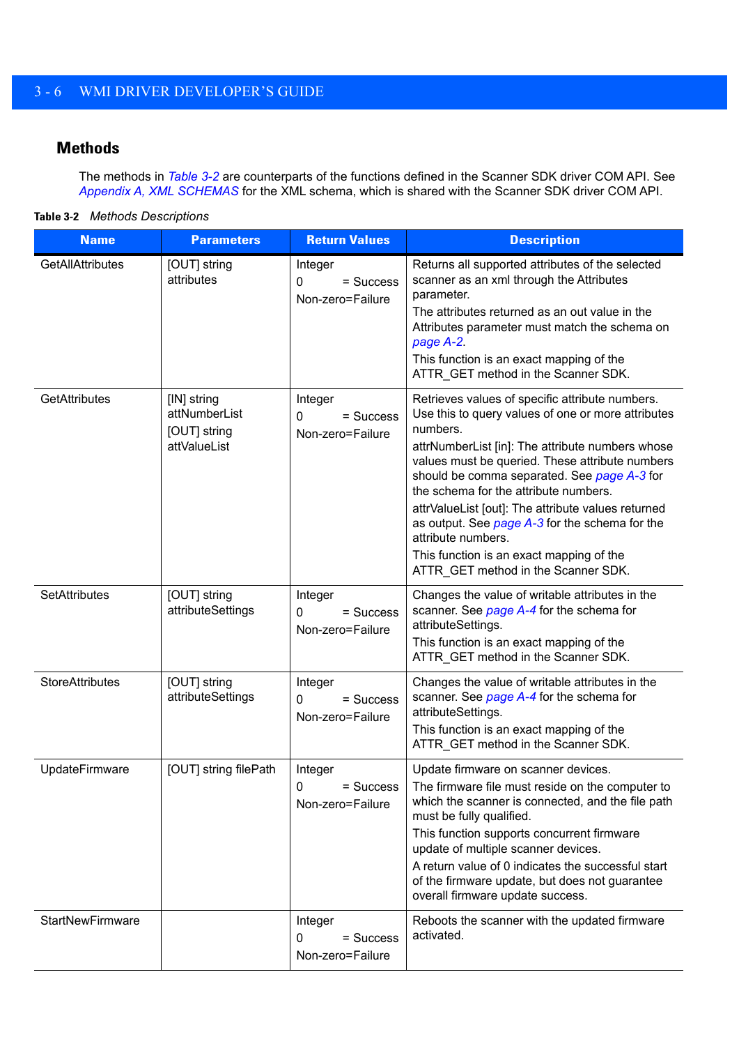## Methods

The methods in *Table 3-2* are counterparts of the functions defined in the Scanner SDK driver COM API. See *Appendix A, XML SCHEMAS* for the XML schema, which is shared with the Scanner SDK driver COM API.

**Table 3-2** *Methods Descriptions*

| Name | Parameters | Return Values | Description |
|---|---|---|---|
| GetAllAttributes | [OUT] string attributes | Integer<br>0 = Success<br>Non-zero=Failure | Returns all supported attributes of the selected scanner as an xml through the Attributes parameter.<br>The attributes returned as an out value in the Attributes parameter must match the schema on *page A-2*.<br>This function is an exact mapping of the ATTR_GET method in the Scanner SDK. |
| GetAttributes | [IN] string attNumberList<br>[OUT] string attValueList | Integer<br>0 = Success<br>Non-zero=Failure | Retrieves values of specific attribute numbers. Use this to query values of one or more attributes numbers.<br>attrNumberList [in]: The attribute numbers whose values must be queried. These attribute numbers should be comma separated. See *page A-3* for the schema for the attribute numbers.<br>attrValueList [out]: The attribute values returned as output. See *page A-3* for the schema for the attribute numbers.<br>This function is an exact mapping of the ATTR_GET method in the Scanner SDK. |
| SetAttributes | [OUT] string attributeSettings | Integer<br>0 = Success<br>Non-zero=Failure | Changes the value of writable attributes in the scanner. See *page A-4* for the schema for attributeSettings.<br>This function is an exact mapping of the ATTR_GET method in the Scanner SDK. |
| StoreAttributes | [OUT] string attributeSettings | Integer<br>0 = Success<br>Non-zero=Failure | Changes the value of writable attributes in the scanner. See *page A-4* for the schema for attributeSettings.<br>This function is an exact mapping of the ATTR_GET method in the Scanner SDK. |
| UpdateFirmware | [OUT] string filePath | Integer<br>0 = Success<br>Non-zero=Failure | Update firmware on scanner devices.<br>The firmware file must reside on the computer to which the scanner is connected, and the file path must be fully qualified.<br>This function supports concurrent firmware update of multiple scanner devices.<br>A return value of 0 indicates the successful start of the firmware update, but does not guarantee overall firmware update success. |
| StartNewFirmware | | Integer<br>0 = Success<br>Non-zero=Failure | Reboots the scanner with the updated firmware activated. |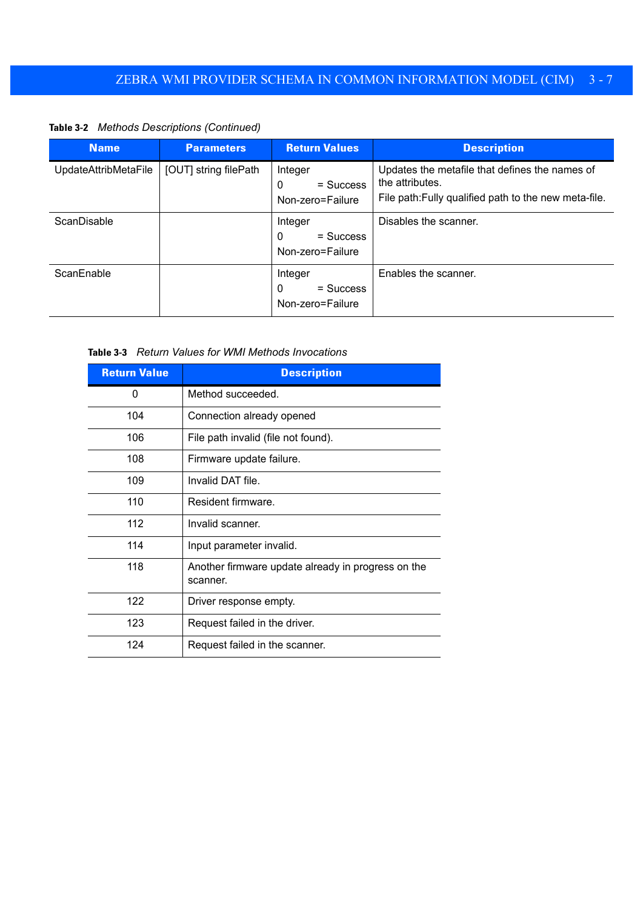**Table 3-2** *Methods Descriptions (Continued)*

| Name | Parameters | Return Values | Description |
|---|---|---|---|
| UpdateAttribMetaFile | [OUT] string filePath | Integer<br>0 = Success<br>Non-zero=Failure | Updates the metafile that defines the names of the attributes.<br>File path:Fully qualified path to the new meta-file. |
| ScanDisable | | Integer<br>0 = Success<br>Non-zero=Failure | Disables the scanner. |
| ScanEnable | | Integer<br>0 = Success<br>Non-zero=Failure | Enables the scanner. |

**Table 3-3** *Return Values for WMI Methods Invocations*

| Return Value | Description |
|---|---|
| 0 | Method succeeded. |
| 104 | Connection already opened |
| 106 | File path invalid (file not found). |
| 108 | Firmware update failure. |
| 109 | Invalid DAT file. |
| 110 | Resident firmware. |
| 112 | Invalid scanner. |
| 114 | Input parameter invalid. |
| 118 | Another firmware update already in progress on the scanner. |
| 122 | Driver response empty. |
| 123 | Request failed in the driver. |
| 124 | Request failed in the scanner. |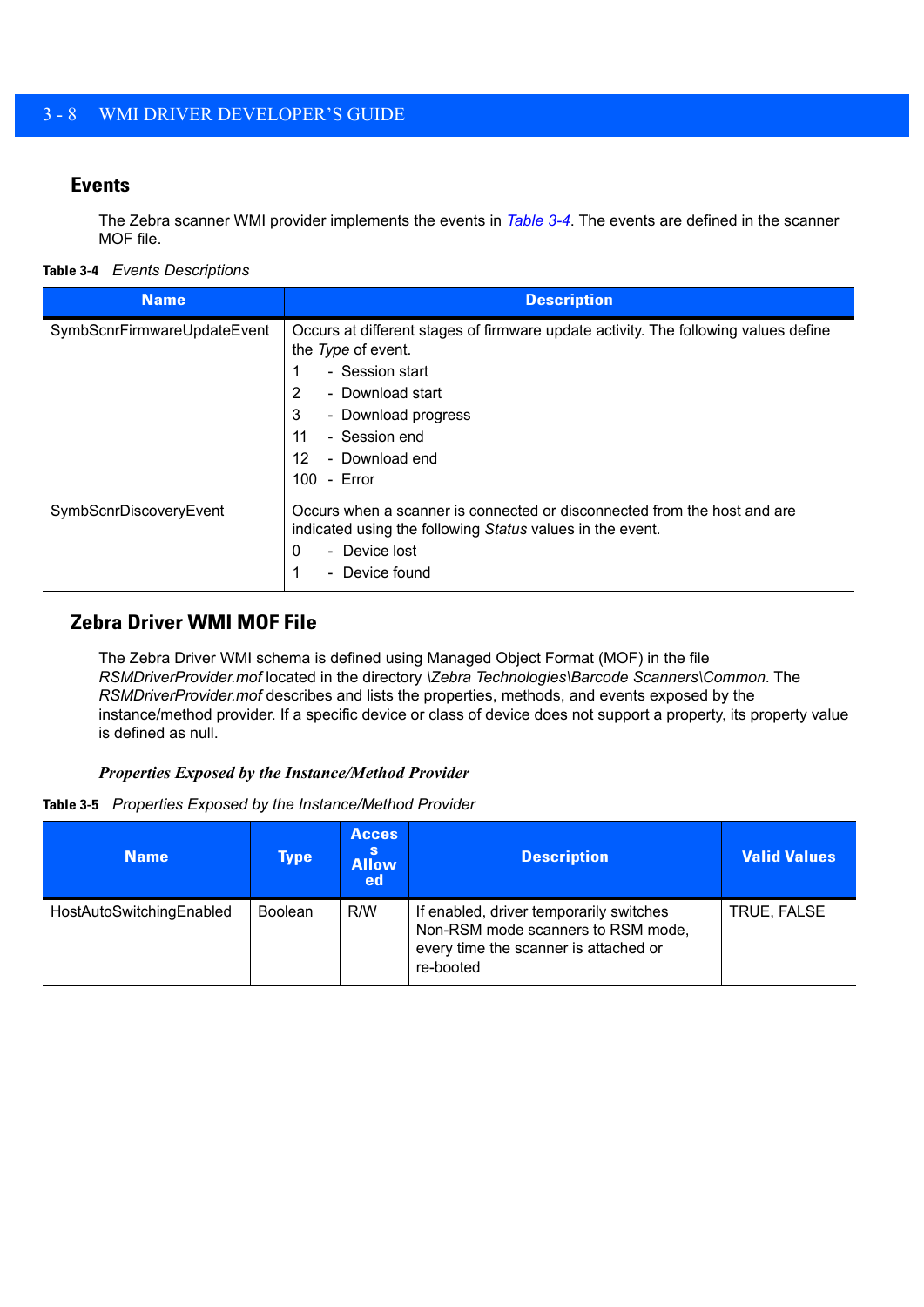## Events

The Zebra scanner WMI provider implements the events in *Table 3-4*. The events are defined in the scanner MOF file.

**Table 3-4** *Events Descriptions*

| Name | Description |
|---|---|
| SymbScnrFirmwareUpdateEvent | Occurs at different stages of firmware update activity. The following values define the *Type* of event.<br>1 - Session start<br>2 - Download start<br>3 - Download progress<br>11 - Session end<br>12 - Download end<br>100 - Error |
| SymbScnrDiscoveryEvent | Occurs when a scanner is connected or disconnected from the host and are indicated using the following *Status* values in the event.<br>0 - Device lost<br>1 - Device found |

## Zebra Driver WMI MOF File

The Zebra Driver WMI schema is defined using Managed Object Format (MOF) in the file *RSMDriverProvider.mof* located in the directory *\Zebra Technologies\Barcode Scanners\Common*. The *RSMDriverProvider.mof* describes and lists the properties, methods, and events exposed by the instance/method provider. If a specific device or class of device does not support a property, its property value is defined as null.

### *Properties Exposed by the Instance/Method Provider*

**Table 3-5** *Properties Exposed by the Instance/Method Provider*

| Name | Type | Access Allowed | Description | Valid Values |
|---|---|---|---|---|
| HostAutoSwitchingEnabled | Boolean | R/W | If enabled, driver temporarily switches Non-RSM mode scanners to RSM mode, every time the scanner is attached or re-booted | TRUE, FALSE |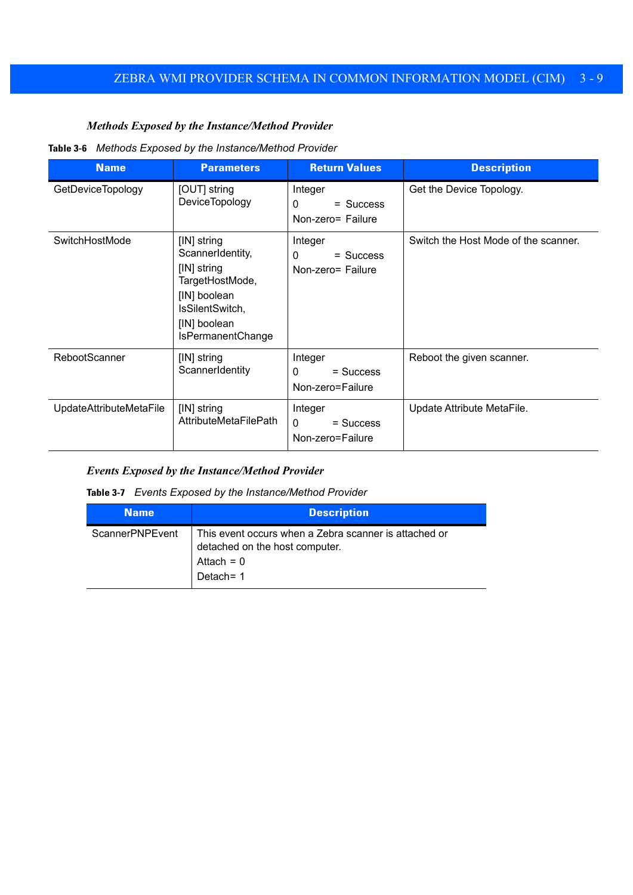### *Methods Exposed by the Instance/Method Provider*

**Table 3-6** *Methods Exposed by the Instance/Method Provider*

| Name | Parameters | Return Values | Description |
|---|---|---|---|
| GetDeviceTopology | [OUT] string DeviceTopology | Integer<br>0 = Success<br>Non-zero= Failure | Get the Device Topology. |
| SwitchHostMode | [IN] string ScannerIdentity,<br>[IN] string TargetHostMode,<br>[IN] boolean IsSilentSwitch,<br>[IN] boolean IsPermanentChange | Integer<br>0 = Success<br>Non-zero= Failure | Switch the Host Mode of the scanner. |
| RebootScanner | [IN] string ScannerIdentity | Integer<br>0 = Success<br>Non-zero=Failure | Reboot the given scanner. |
| UpdateAttributeMetaFile | [IN] string AttributeMetaFilePath | Integer<br>0 = Success<br>Non-zero=Failure | Update Attribute MetaFile. |

### *Events Exposed by the Instance/Method Provider*

**Table 3-7** *Events Exposed by the Instance/Method Provider*

| Name | Description |
|---|---|
| ScannerPNPEvent | This event occurs when a Zebra scanner is attached or detached on the host computer.<br>Attach = 0<br>Detach= 1 |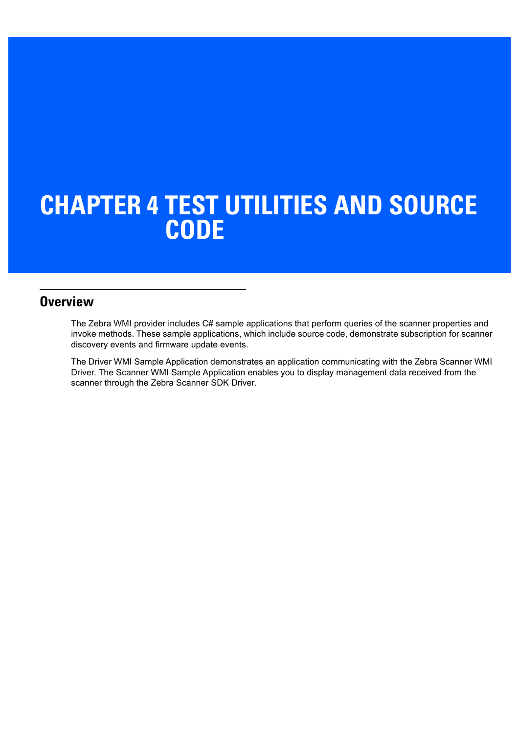# CHAPTER 4 TEST UTILITIES AND SOURCE CODE

## Overview

The Zebra WMI provider includes C# sample applications that perform queries of the scanner properties and invoke methods. These sample applications, which include source code, demonstrate subscription for scanner discovery events and firmware update events.

The Driver WMI Sample Application demonstrates an application communicating with the Zebra Scanner WMI Driver. The Scanner WMI Sample Application enables you to display management data received from the scanner through the Zebra Scanner SDK Driver.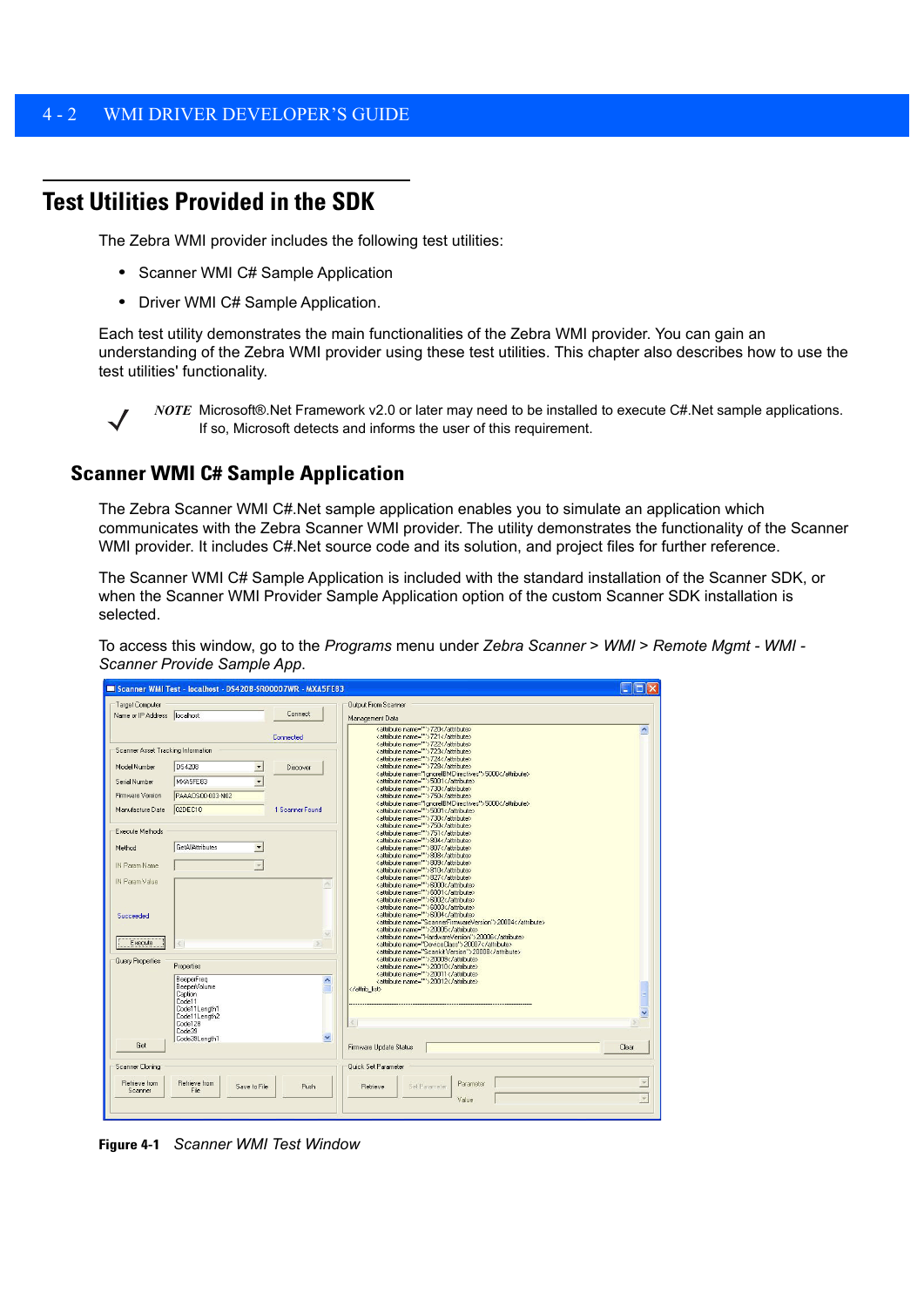## Test Utilities Provided in the SDK

The Zebra WMI provider includes the following test utilities:

- Scanner WMI C# Sample Application
- Driver WMI C# Sample Application.

Each test utility demonstrates the main functionalities of the Zebra WMI provider. You can gain an understanding of the Zebra WMI provider using these test utilities. This chapter also describes how to use the test utilities' functionality.

*NOTE* Microsoft®.Net Framework v2.0 or later may need to be installed to execute C#.Net sample applications. If so, Microsoft detects and informs the user of this requirement.

### Scanner WMI C# Sample Application

The Zebra Scanner WMI C#.Net sample application enables you to simulate an application which communicates with the Zebra Scanner WMI provider. The utility demonstrates the functionality of the Scanner WMI provider. It includes C#.Net source code and its solution, and project files for further reference.

The Scanner WMI C# Sample Application is included with the standard installation of the Scanner SDK, or when the Scanner WMI Provider Sample Application option of the custom Scanner SDK installation is selected.

To access this window, go to the *Programs* menu under *Zebra Scanner* > *WMI* > *Remote Mgmt - WMI - Scanner Provide Sample App*.

**Figure 4-1** *Scanner WMI Test Window*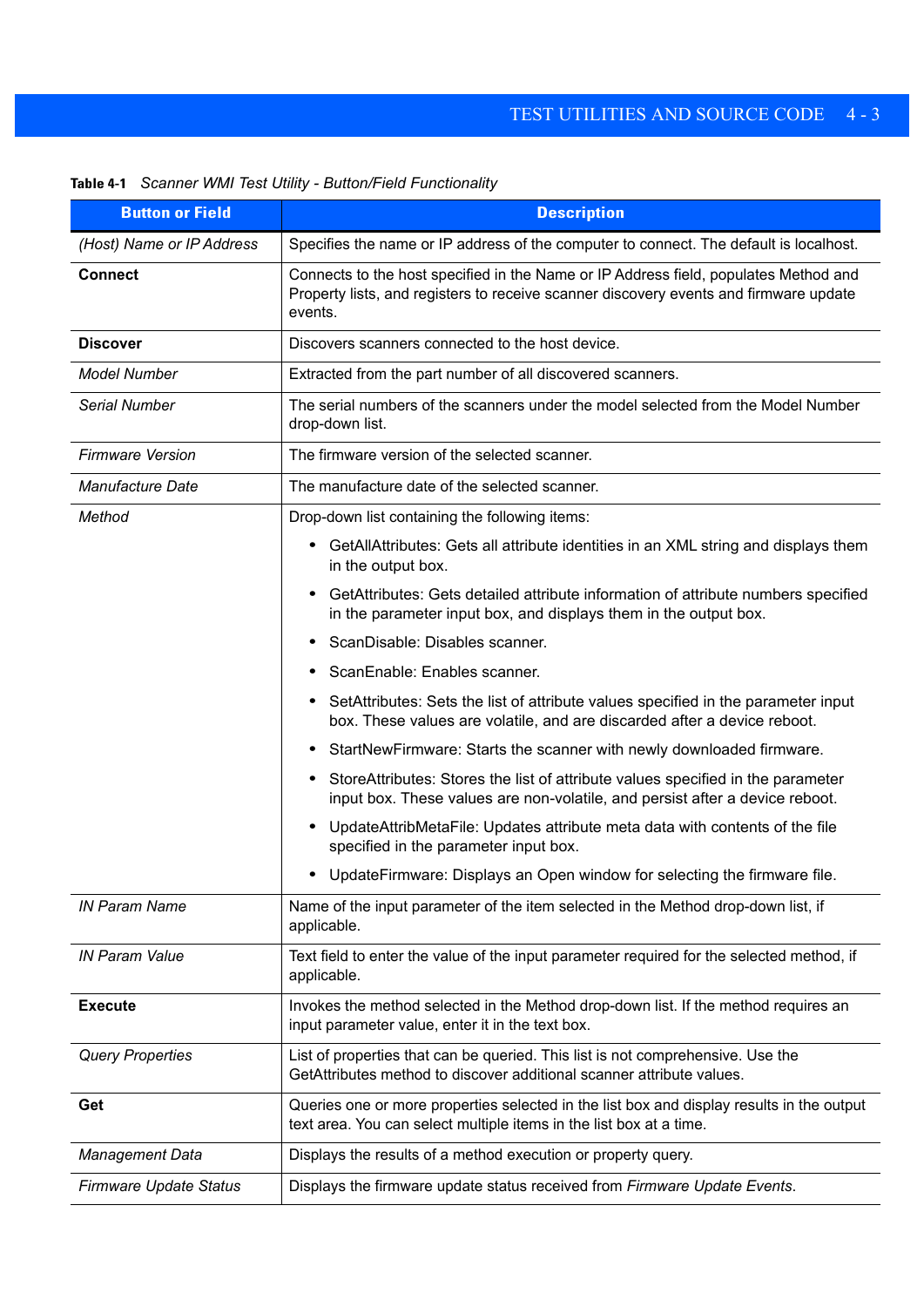**Table 4-1** *Scanner WMI Test Utility - Button/Field Functionality*

| Button or Field | Description |
|---|---|
| *(Host) Name or IP Address* | Specifies the name or IP address of the computer to connect. The default is localhost. |
| **Connect** | Connects to the host specified in the Name or IP Address field, populates Method and Property lists, and registers to receive scanner discovery events and firmware update events. |
| **Discover** | Discovers scanners connected to the host device. |
| *Model Number* | Extracted from the part number of all discovered scanners. |
| *Serial Number* | The serial numbers of the scanners under the model selected from the Model Number drop-down list. |
| *Firmware Version* | The firmware version of the selected scanner. |
| *Manufacture Date* | The manufacture date of the selected scanner. |
| *Method* | Drop-down list containing the following items:<br>• GetAllAttributes: Gets all attribute identities in an XML string and displays them in the output box.<br>• GetAttributes: Gets detailed attribute information of attribute numbers specified in the parameter input box, and displays them in the output box.<br>• ScanDisable: Disables scanner.<br>• ScanEnable: Enables scanner.<br>• SetAttributes: Sets the list of attribute values specified in the parameter input box. These values are volatile, and are discarded after a device reboot.<br>• StartNewFirmware: Starts the scanner with newly downloaded firmware.<br>• StoreAttributes: Stores the list of attribute values specified in the parameter input box. These values are non-volatile, and persist after a device reboot.<br>• UpdateAttribMetaFile: Updates attribute meta data with contents of the file specified in the parameter input box.<br>• UpdateFirmware: Displays an Open window for selecting the firmware file. |
| *IN Param Name* | Name of the input parameter of the item selected in the Method drop-down list, if applicable. |
| *IN Param Value* | Text field to enter the value of the input parameter required for the selected method, if applicable. |
| **Execute** | Invokes the method selected in the Method drop-down list. If the method requires an input parameter value, enter it in the text box. |
| *Query Properties* | List of properties that can be queried. This list is not comprehensive. Use the GetAttributes method to discover additional scanner attribute values. |
| **Get** | Queries one or more properties selected in the list box and display results in the output text area. You can select multiple items in the list box at a time. |
| *Management Data* | Displays the results of a method execution or property query. |
| *Firmware Update Status* | Displays the firmware update status received from *Firmware Update Events*. |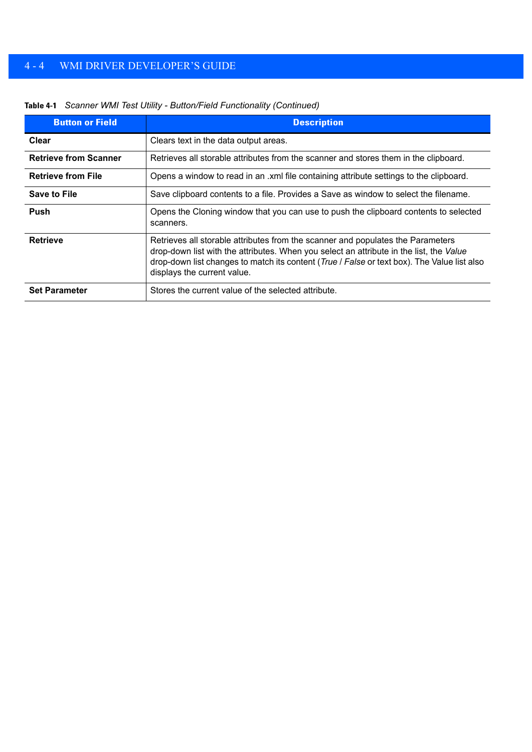**Table 4-1** *Scanner WMI Test Utility - Button/Field Functionality (Continued)*

| Button or Field | Description |
|---|---|
| **Clear** | Clears text in the data output areas. |
| **Retrieve from Scanner** | Retrieves all storable attributes from the scanner and stores them in the clipboard. |
| **Retrieve from File** | Opens a window to read in an .xml file containing attribute settings to the clipboard. |
| **Save to File** | Save clipboard contents to a file. Provides a Save as window to select the filename. |
| **Push** | Opens the Cloning window that you can use to push the clipboard contents to selected scanners. |
| **Retrieve** | Retrieves all storable attributes from the scanner and populates the Parameters drop-down list with the attributes. When you select an attribute in the list, the *Value* drop-down list changes to match its content (*True* / *False* or text box). The Value list also displays the current value. |
| **Set Parameter** | Stores the current value of the selected attribute. |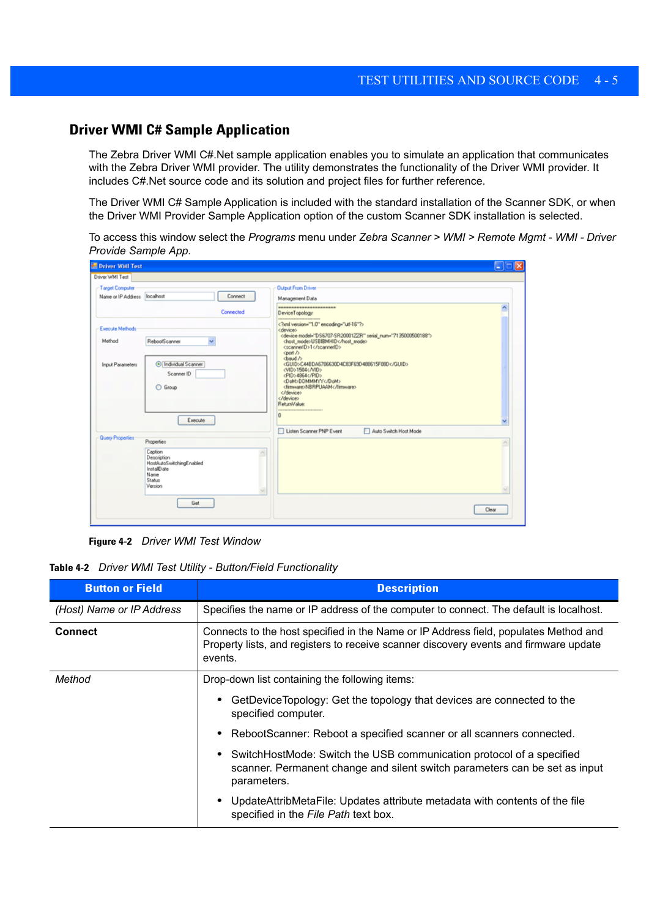## Driver WMI C# Sample Application

The Zebra Driver WMI C#.Net sample application enables you to simulate an application that communicates with the Zebra Driver WMI provider. The utility demonstrates the functionality of the Driver WMI provider. It includes C#.Net source code and its solution and project files for further reference.

The Driver WMI C# Sample Application is included with the standard installation of the Scanner SDK, or when the Driver WMI Provider Sample Application option of the custom Scanner SDK installation is selected.

To access this window select the *Programs* menu under *Zebra Scanner > WMI > Remote Mgmt - WMI - Driver Provide Sample App.*

**Figure 4-2** *Driver WMI Test Window*

**Table 4-2** *Driver WMI Test Utility - Button/Field Functionality*

| Button or Field | Description |
|---|---|
| *(Host) Name or IP Address* | Specifies the name or IP address of the computer to connect. The default is localhost. |
| **Connect** | Connects to the host specified in the Name or IP Address field, populates Method and Property lists, and registers to receive scanner discovery events and firmware update events. |
| *Method* | Drop-down list containing the following items:<br>• GetDeviceTopology: Get the topology that devices are connected to the specified computer.<br>• RebootScanner: Reboot a specified scanner or all scanners connected.<br>• SwitchHostMode: Switch the USB communication protocol of a specified scanner. Permanent change and silent switch parameters can be set as input parameters.<br>• UpdateAttribMetaFile: Updates attribute metadata with contents of the file specified in the *File Path* text box. |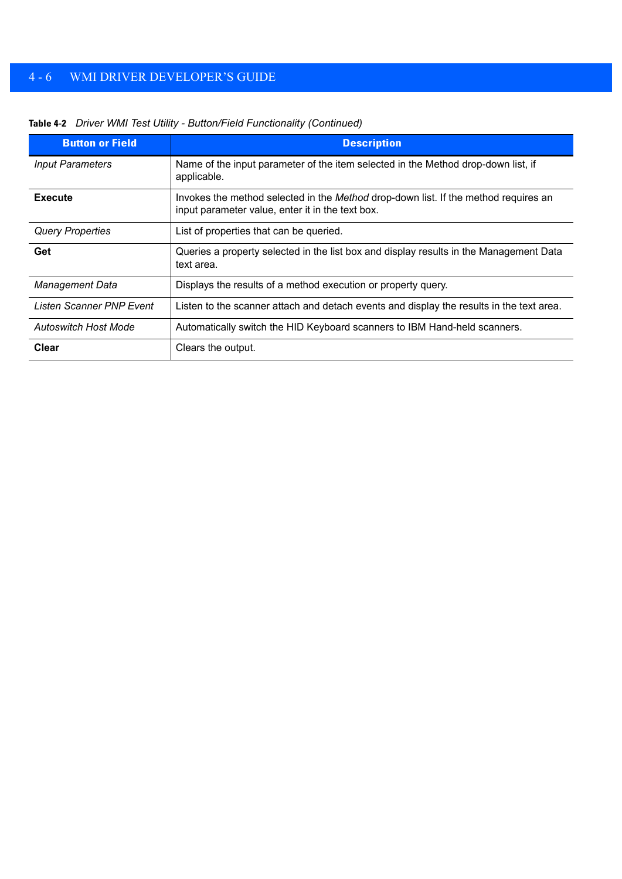**Table 4-2** *Driver WMI Test Utility - Button/Field Functionality (Continued)*

| Button or Field | Description |
|---|---|
| *Input Parameters* | Name of the input parameter of the item selected in the Method drop-down list, if applicable. |
| **Execute** | Invokes the method selected in the *Method* drop-down list. If the method requires an input parameter value, enter it in the text box. |
| *Query Properties* | List of properties that can be queried. |
| **Get** | Queries a property selected in the list box and display results in the Management Data text area. |
| *Management Data* | Displays the results of a method execution or property query. |
| *Listen Scanner PNP Event* | Listen to the scanner attach and detach events and display the results in the text area. |
| *Autoswitch Host Mode* | Automatically switch the HID Keyboard scanners to IBM Hand-held scanners. |
| **Clear** | Clears the output. |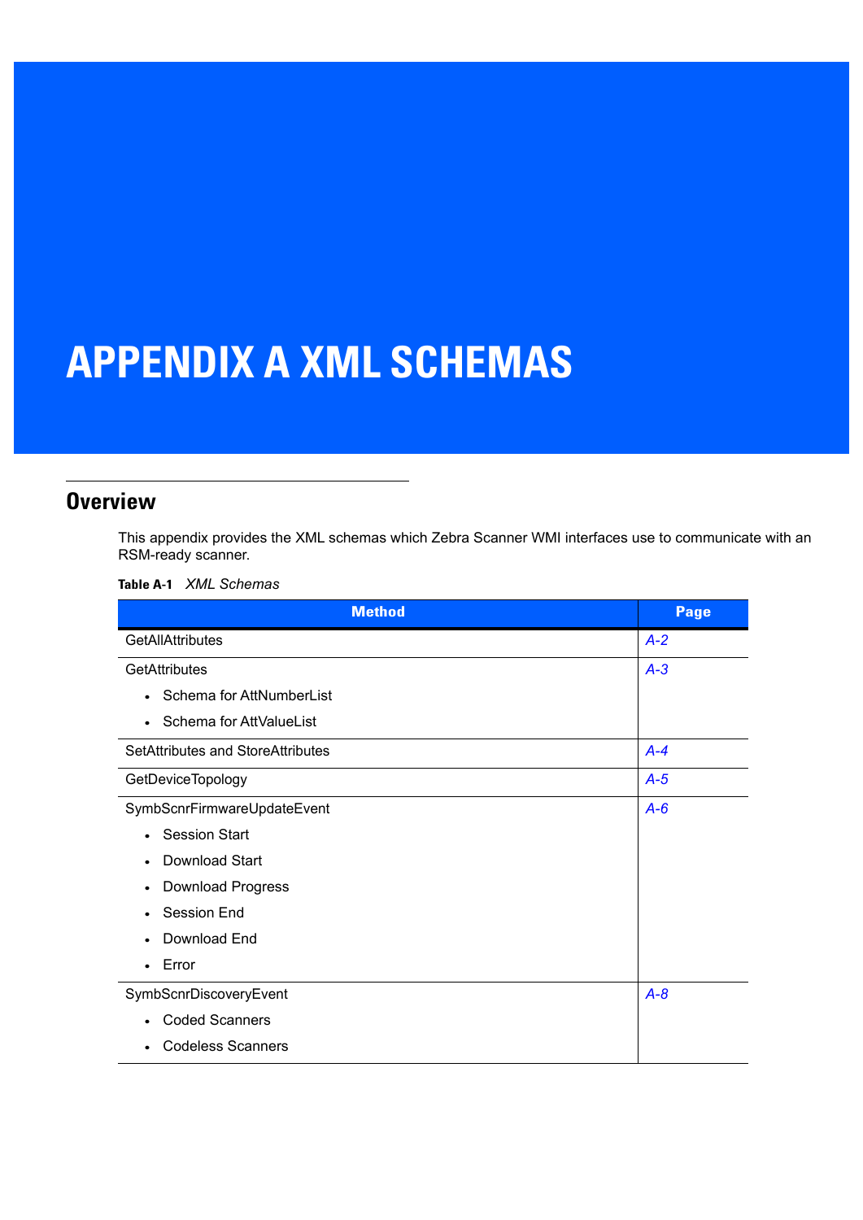# APPENDIX A XML SCHEMAS

## Overview

This appendix provides the XML schemas which Zebra Scanner WMI interfaces use to communicate with an RSM-ready scanner.

**Table A-1** *XML Schemas*

| Method | Page |
|---|---|
| GetAllAttributes | *A-2* |
| GetAttributes<br>• Schema for AttNumberList<br>• Schema for AttValueList | *A-3* |
| SetAttributes and StoreAttributes | *A-4* |
| GetDeviceTopology | *A-5* |
| SymbScnrFirmwareUpdateEvent<br>• Session Start<br>• Download Start<br>• Download Progress<br>• Session End<br>• Download End<br>• Error | *A-6* |
| SymbScnrDiscoveryEvent<br>• Coded Scanners<br>• Codeless Scanners | *A-8* |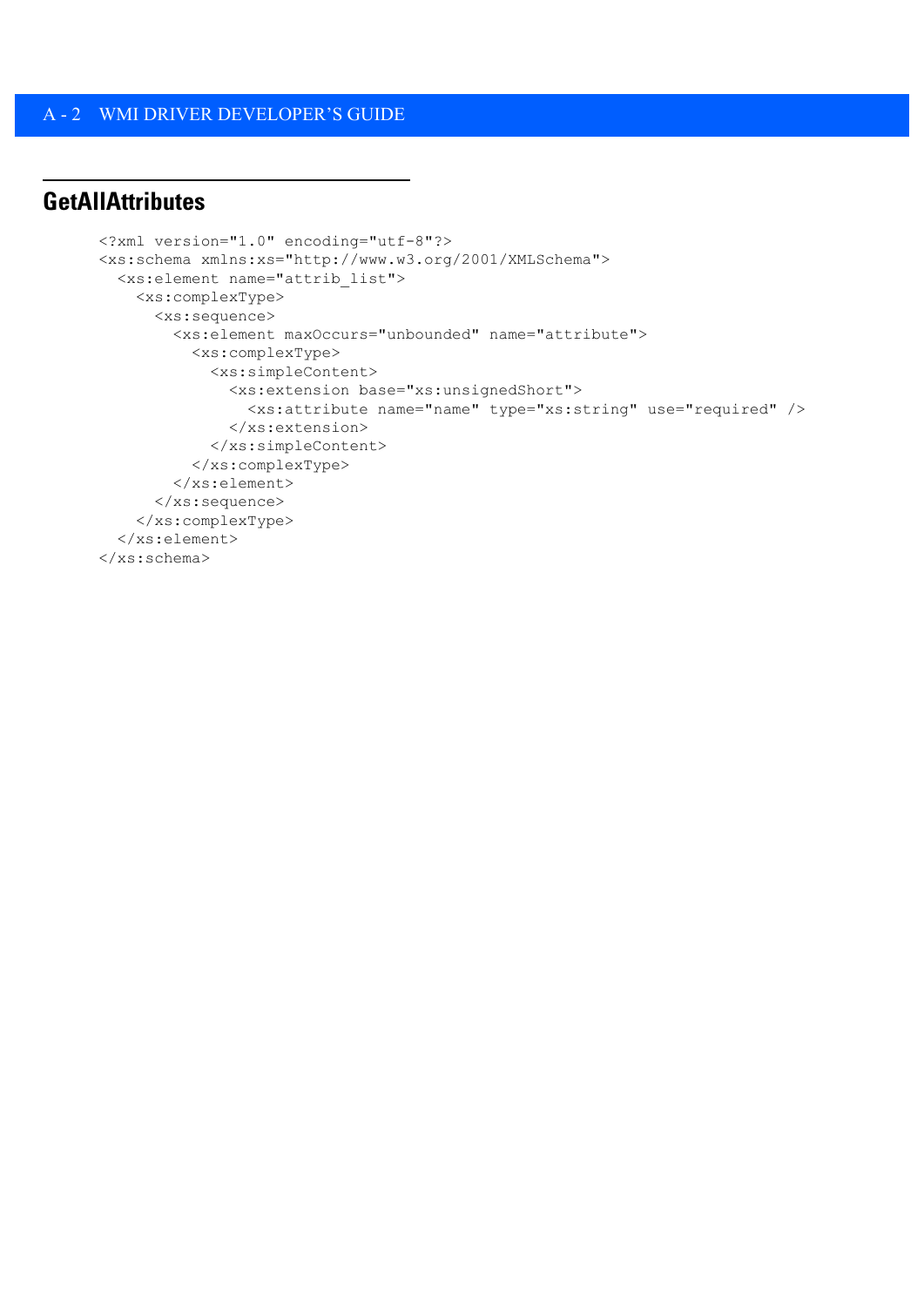## GetAllAttributes

```
<?xml version="1.0" encoding="utf-8"?>
<xs:schema xmlns:xs="http://www.w3.org/2001/XMLSchema">
  <xs:element name="attrib_list">
    <xs:complexType>
      <xs:sequence>
        <xs:element maxOccurs="unbounded" name="attribute">
          <xs:complexType>
            <xs:simpleContent>
              <xs:extension base="xs:unsignedShort">
                <xs:attribute name="name" type="xs:string" use="required" />
              </xs:extension>
            </xs:simpleContent>
          </xs:complexType>
        </xs:element>
      </xs:sequence>
    </xs:complexType>
  </xs:element>
</xs:schema>
```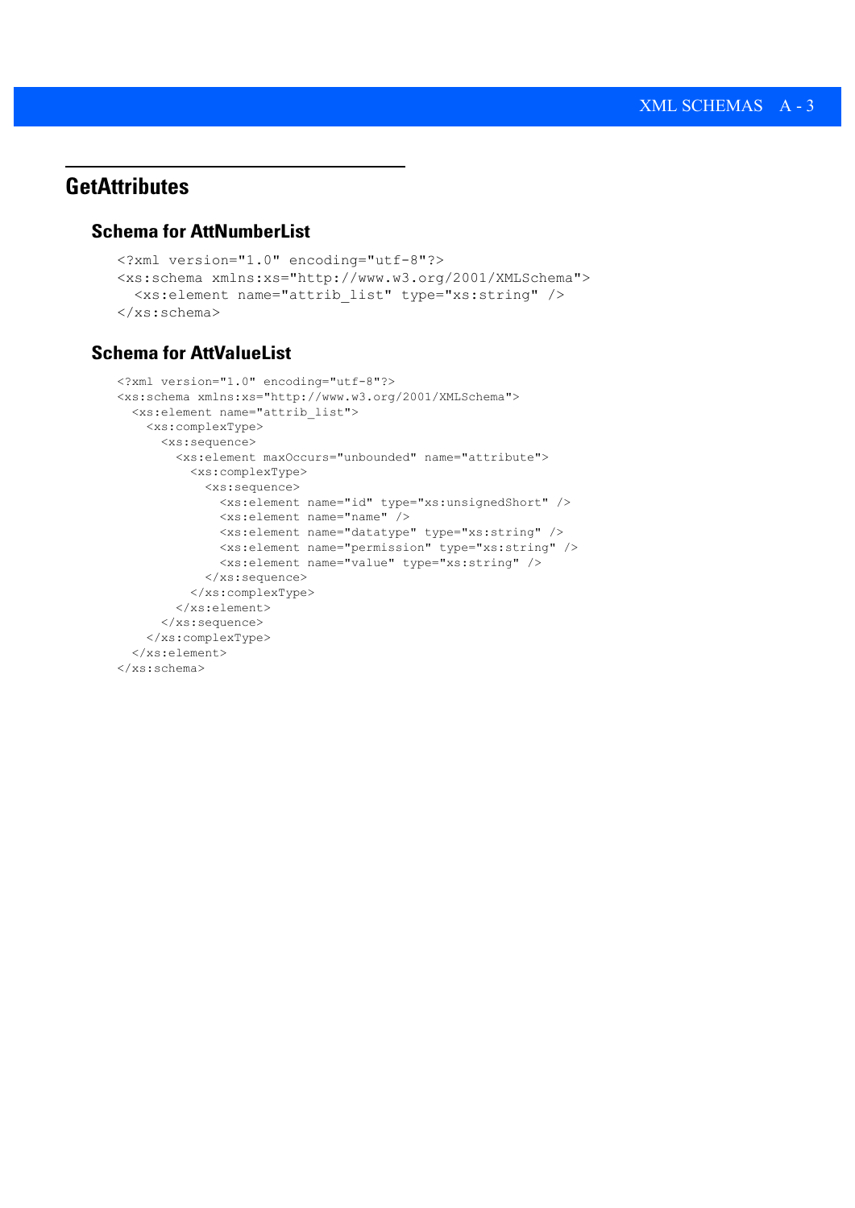## GetAttributes

### Schema for AttNumberList

```
<?xml version="1.0" encoding="utf-8"?>
<xs:schema xmlns:xs="http://www.w3.org/2001/XMLSchema">
  <xs:element name="attrib_list" type="xs:string" />
</xs:schema>
```

### Schema for AttValueList

```
<?xml version="1.0" encoding="utf-8"?>
<xs:schema xmlns:xs="http://www.w3.org/2001/XMLSchema">
  <xs:element name="attrib_list">
    <xs:complexType>
      <xs:sequence>
        <xs:element maxOccurs="unbounded" name="attribute">
          <xs:complexType>
            <xs:sequence>
              <xs:element name="id" type="xs:unsignedShort" />
              <xs:element name="name" />
              <xs:element name="datatype" type="xs:string" />
              <xs:element name="permission" type="xs:string" />
              <xs:element name="value" type="xs:string" />
            </xs:sequence>
          </xs:complexType>
        </xs:element>
      </xs:sequence>
    </xs:complexType>
  </xs:element>
</xs:schema>
```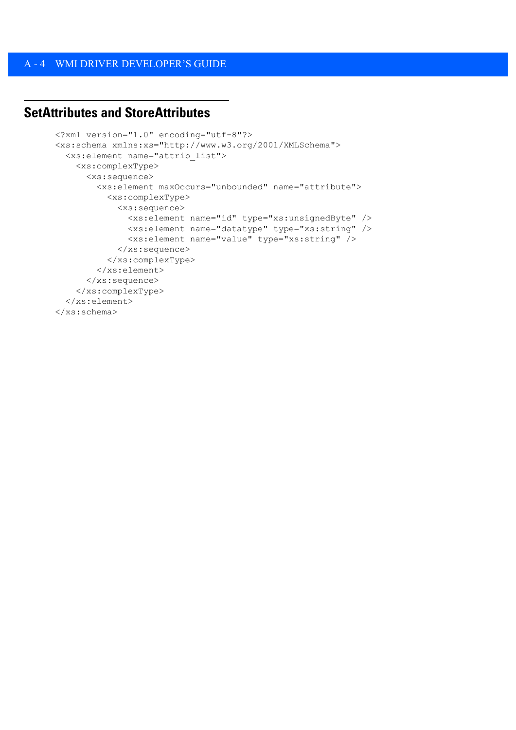## SetAttributes and StoreAttributes

```
<?xml version="1.0" encoding="utf-8"?>
<xs:schema xmlns:xs="http://www.w3.org/2001/XMLSchema">
  <xs:element name="attrib_list">
    <xs:complexType>
      <xs:sequence>
        <xs:element maxOccurs="unbounded" name="attribute">
          <xs:complexType>
            <xs:sequence>
              <xs:element name="id" type="xs:unsignedByte" />
              <xs:element name="datatype" type="xs:string" />
              <xs:element name="value" type="xs:string" />
            </xs:sequence>
          </xs:complexType>
        </xs:element>
      </xs:sequence>
    </xs:complexType>
  </xs:element>
</xs:schema>
```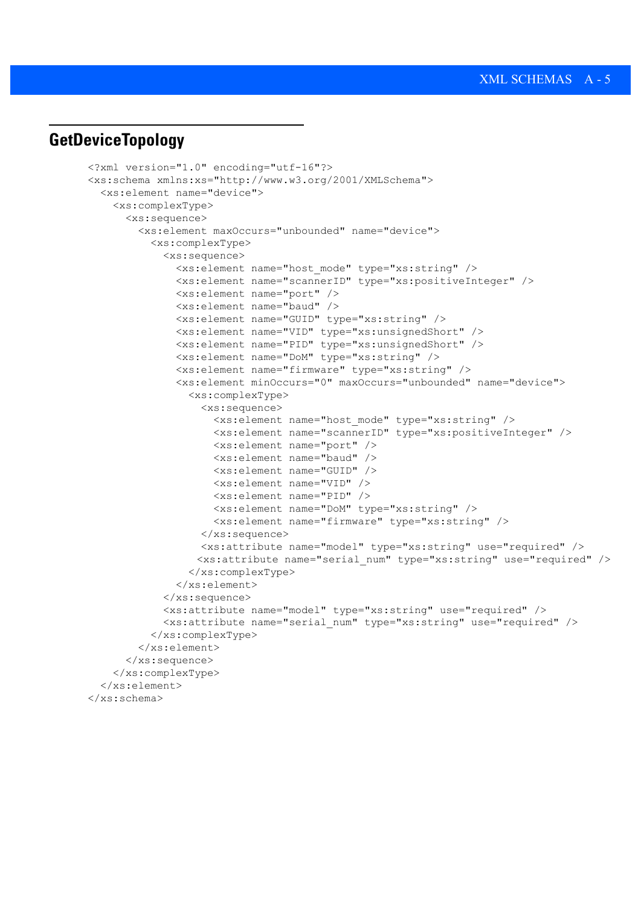## GetDeviceTopology

```
<?xml version="1.0" encoding="utf-16"?>
<xs:schema xmlns:xs="http://www.w3.org/2001/XMLSchema">
  <xs:element name="device">
    <xs:complexType>
      <xs:sequence>
        <xs:element maxOccurs="unbounded" name="device">
          <xs:complexType>
            <xs:sequence>
              <xs:element name="host_mode" type="xs:string" />
              <xs:element name="scannerID" type="xs:positiveInteger" />
              <xs:element name="port" />
              <xs:element name="baud" />
              <xs:element name="GUID" type="xs:string" />
              <xs:element name="VID" type="xs:unsignedShort" />
              <xs:element name="PID" type="xs:unsignedShort" />
              <xs:element name="DoM" type="xs:string" />
              <xs:element name="firmware" type="xs:string" />
              <xs:element minOccurs="0" maxOccurs="unbounded" name="device">
                <xs:complexType>
                  <xs:sequence>
                    <xs:element name="host_mode" type="xs:string" />
                    <xs:element name="scannerID" type="xs:positiveInteger" />
                    <xs:element name="port" />
                    <xs:element name="baud" />
                    <xs:element name="GUID" />
                    <xs:element name="VID" />
                    <xs:element name="PID" />
                    <xs:element name="DoM" type="xs:string" />
                    <xs:element name="firmware" type="xs:string" />
                  </xs:sequence>
                  <xs:attribute name="model" type="xs:string" use="required" />
                 <xs:attribute name="serial_num" type="xs:string" use="required" />
                </xs:complexType>
              </xs:element>
            </xs:sequence>
            <xs:attribute name="model" type="xs:string" use="required" />
            <xs:attribute name="serial_num" type="xs:string" use="required" />
          </xs:complexType>
        </xs:element>
      </xs:sequence>
    </xs:complexType>
  </xs:element>
</xs:schema>
```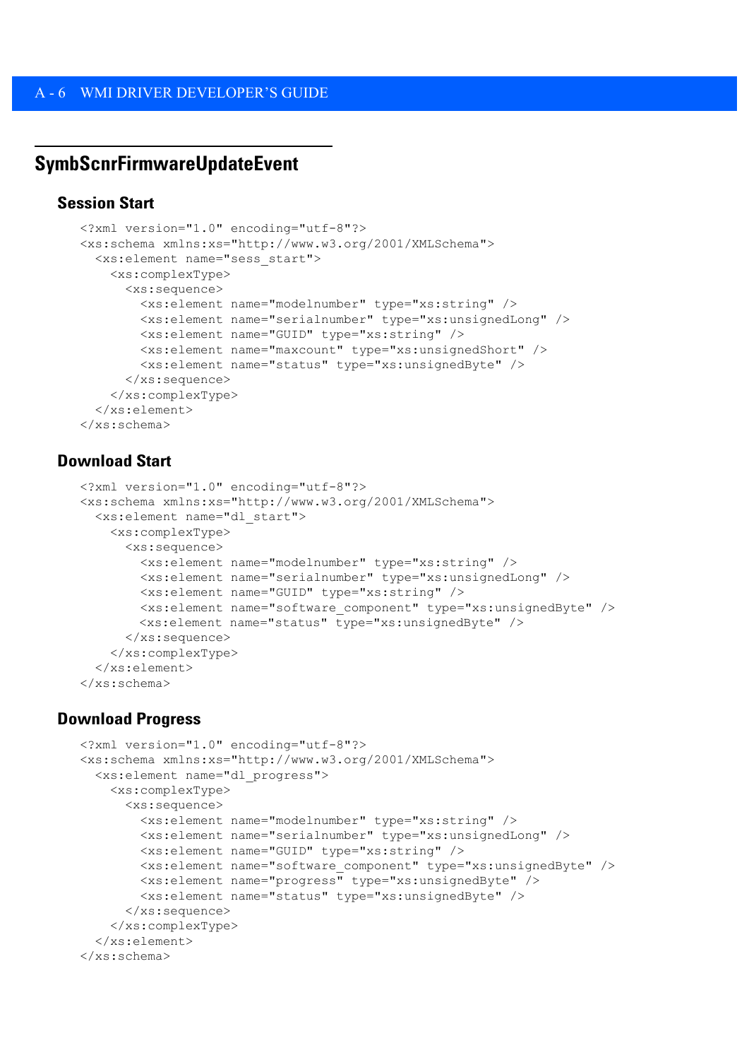## SymbScnrFirmwareUpdateEvent

### Session Start

```
<?xml version="1.0" encoding="utf-8"?>
<xs:schema xmlns:xs="http://www.w3.org/2001/XMLSchema">
  <xs:element name="sess_start">
    <xs:complexType>
      <xs:sequence>
        <xs:element name="modelnumber" type="xs:string" />
        <xs:element name="serialnumber" type="xs:unsignedLong" />
        <xs:element name="GUID" type="xs:string" />
        <xs:element name="maxcount" type="xs:unsignedShort" />
        <xs:element name="status" type="xs:unsignedByte" />
      </xs:sequence>
    </xs:complexType>
  </xs:element>
</xs:schema>
```

### Download Start

```
<?xml version="1.0" encoding="utf-8"?>
<xs:schema xmlns:xs="http://www.w3.org/2001/XMLSchema">
  <xs:element name="dl_start">
    <xs:complexType>
      <xs:sequence>
        <xs:element name="modelnumber" type="xs:string" />
        <xs:element name="serialnumber" type="xs:unsignedLong" />
        <xs:element name="GUID" type="xs:string" />
        <xs:element name="software_component" type="xs:unsignedByte" />
        <xs:element name="status" type="xs:unsignedByte" />
      </xs:sequence>
    </xs:complexType>
  </xs:element>
</xs:schema>
```

### Download Progress

```
<?xml version="1.0" encoding="utf-8"?>
<xs:schema xmlns:xs="http://www.w3.org/2001/XMLSchema">
  <xs:element name="dl_progress">
    <xs:complexType>
      <xs:sequence>
        <xs:element name="modelnumber" type="xs:string" />
        <xs:element name="serialnumber" type="xs:unsignedLong" />
        <xs:element name="GUID" type="xs:string" />
        <xs:element name="software_component" type="xs:unsignedByte" />
        <xs:element name="progress" type="xs:unsignedByte" />
        <xs:element name="status" type="xs:unsignedByte" />
      </xs:sequence>
    </xs:complexType>
  </xs:element>
</xs:schema>
```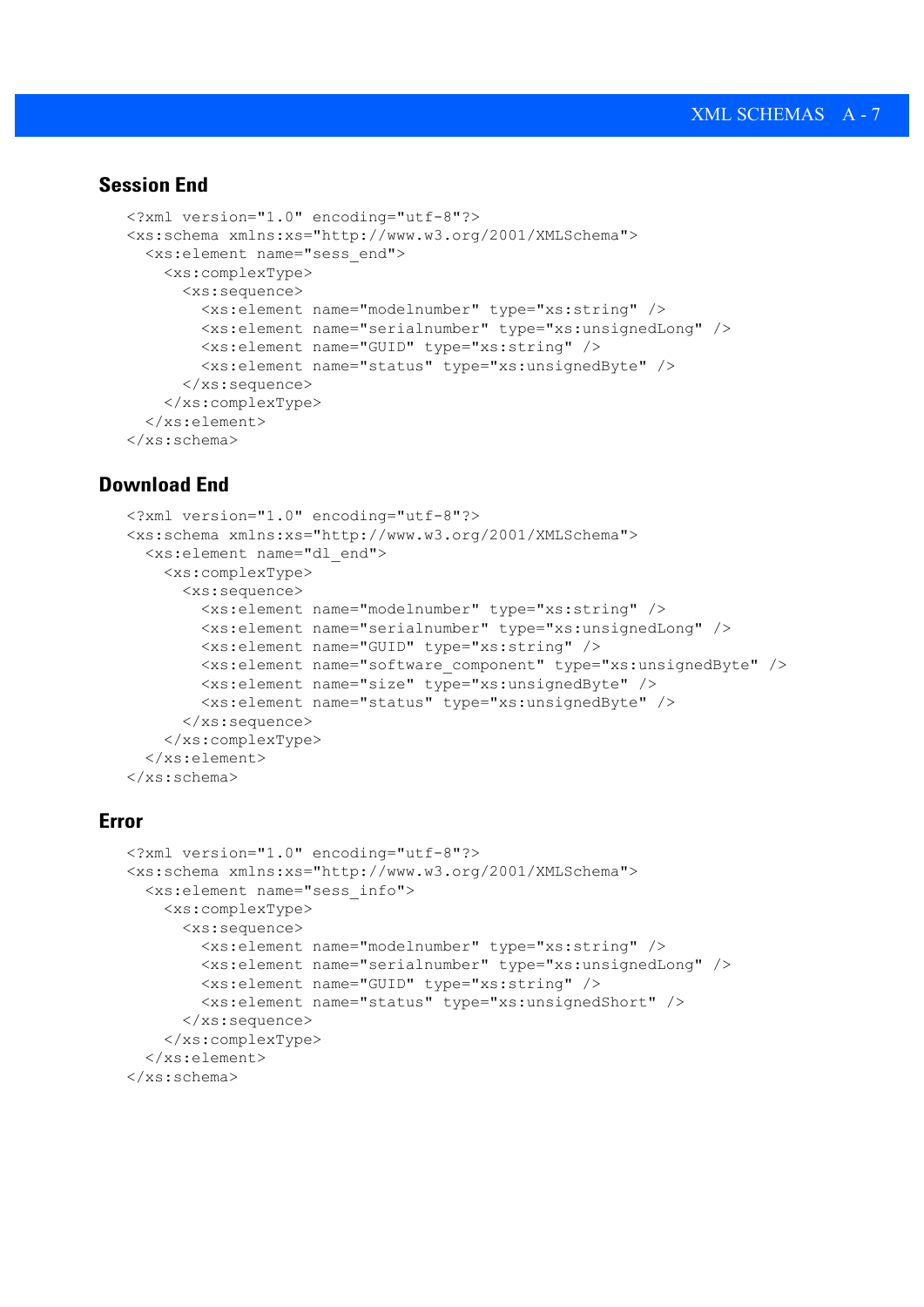## Session End

```
<?xml version="1.0" encoding="utf-8"?>
<xs:schema xmlns:xs="http://www.w3.org/2001/XMLSchema">
  <xs:element name="sess_end">
    <xs:complexType>
      <xs:sequence>
        <xs:element name="modelnumber" type="xs:string" />
        <xs:element name="serialnumber" type="xs:unsignedLong" />
        <xs:element name="GUID" type="xs:string" />
        <xs:element name="status" type="xs:unsignedByte" />
      </xs:sequence>
    </xs:complexType>
  </xs:element>
</xs:schema>
```

## Download End

```
<?xml version="1.0" encoding="utf-8"?>
<xs:schema xmlns:xs="http://www.w3.org/2001/XMLSchema">
  <xs:element name="dl_end">
    <xs:complexType>
      <xs:sequence>
        <xs:element name="modelnumber" type="xs:string" />
        <xs:element name="serialnumber" type="xs:unsignedLong" />
        <xs:element name="GUID" type="xs:string" />
        <xs:element name="software_component" type="xs:unsignedByte" />
        <xs:element name="size" type="xs:unsignedByte" />
        <xs:element name="status" type="xs:unsignedByte" />
      </xs:sequence>
    </xs:complexType>
  </xs:element>
</xs:schema>
```

## Error

```
<?xml version="1.0" encoding="utf-8"?>
<xs:schema xmlns:xs="http://www.w3.org/2001/XMLSchema">
  <xs:element name="sess_info">
    <xs:complexType>
      <xs:sequence>
        <xs:element name="modelnumber" type="xs:string" />
        <xs:element name="serialnumber" type="xs:unsignedLong" />
        <xs:element name="GUID" type="xs:string" />
        <xs:element name="status" type="xs:unsignedShort" />
      </xs:sequence>
    </xs:complexType>
  </xs:element>
</xs:schema>
```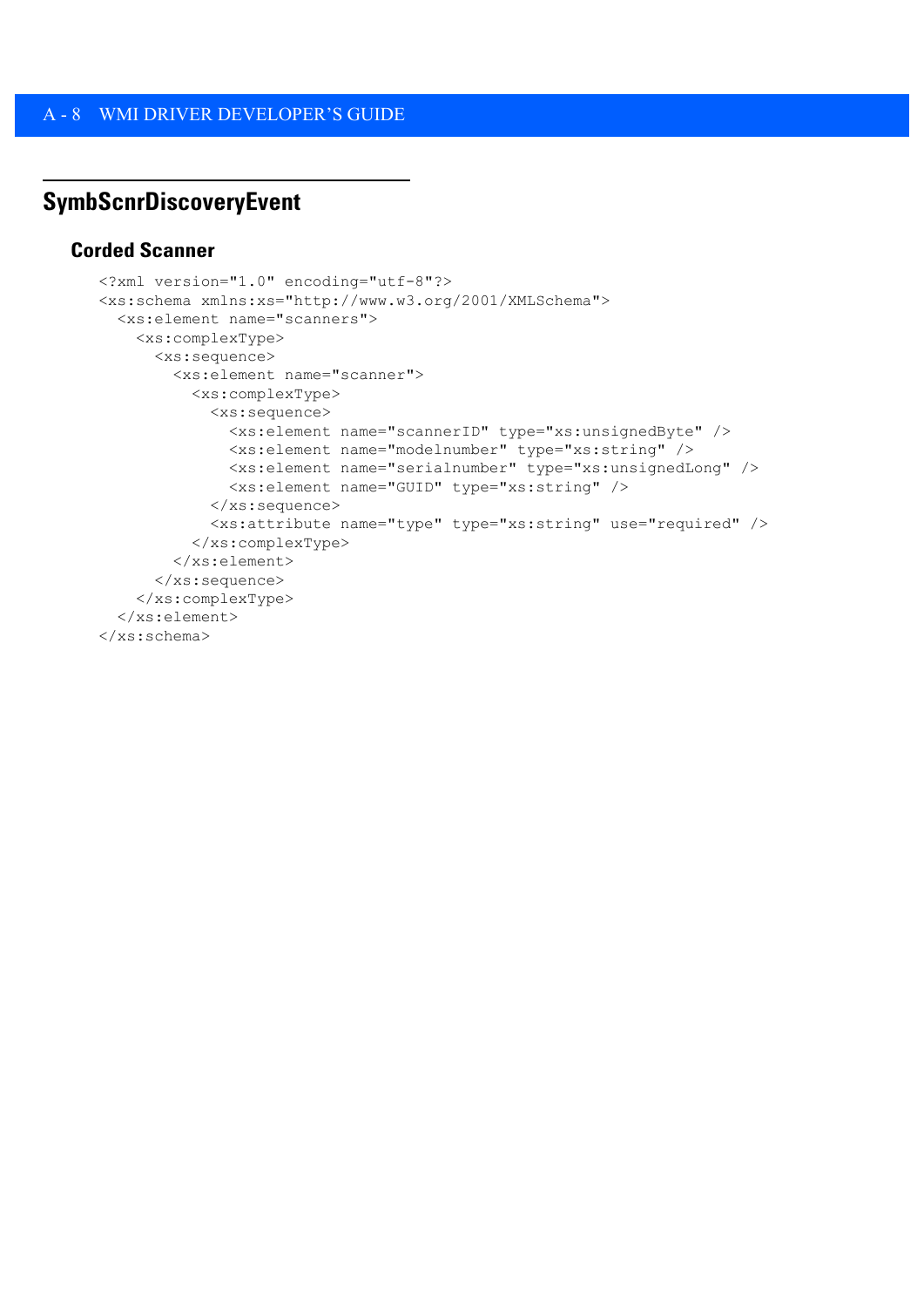## SymbScnrDiscoveryEvent

### Corded Scanner

```
<?xml version="1.0" encoding="utf-8"?>
<xs:schema xmlns:xs="http://www.w3.org/2001/XMLSchema">
  <xs:element name="scanners">
    <xs:complexType>
      <xs:sequence>
        <xs:element name="scanner">
          <xs:complexType>
            <xs:sequence>
              <xs:element name="scannerID" type="xs:unsignedByte" />
              <xs:element name="modelnumber" type="xs:string" />
              <xs:element name="serialnumber" type="xs:unsignedLong" />
              <xs:element name="GUID" type="xs:string" />
            </xs:sequence>
            <xs:attribute name="type" type="xs:string" use="required" />
          </xs:complexType>
        </xs:element>
      </xs:sequence>
    </xs:complexType>
  </xs:element>
</xs:schema>
```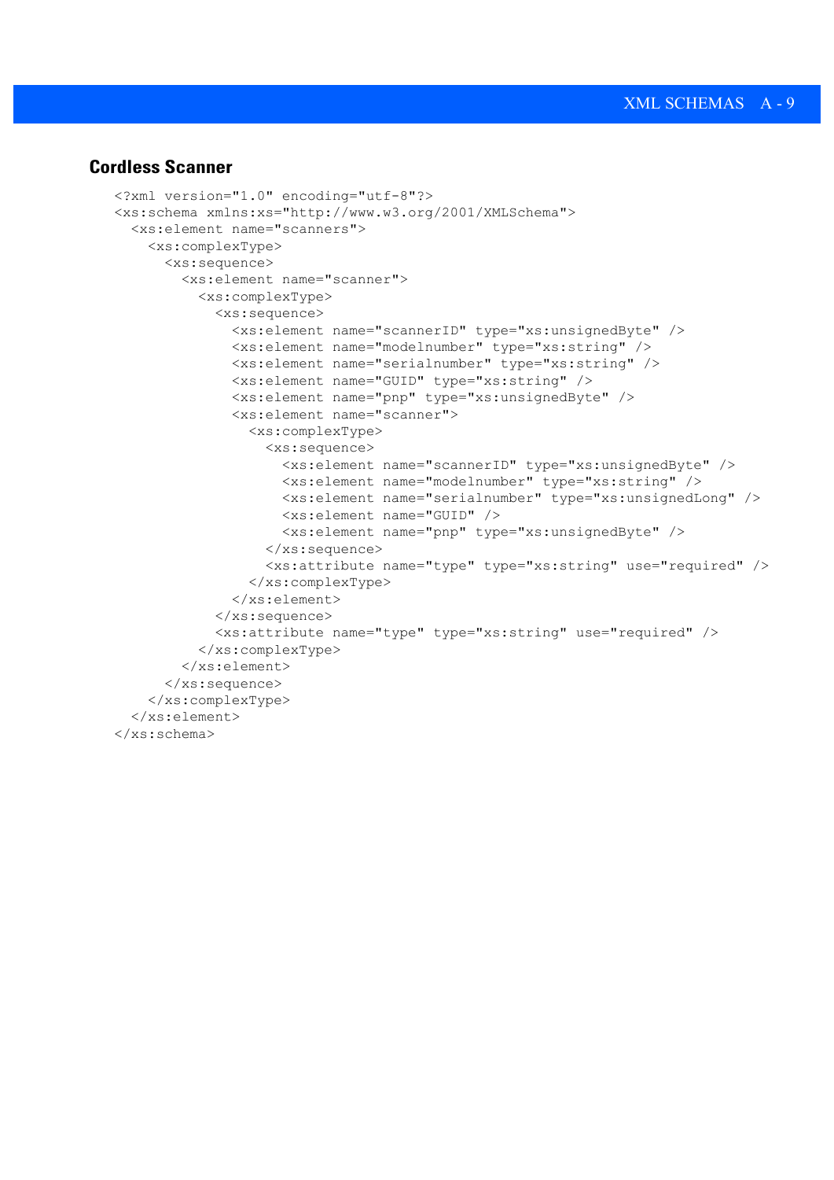## Cordless Scanner

```
<?xml version="1.0" encoding="utf-8"?>
<xs:schema xmlns:xs="http://www.w3.org/2001/XMLSchema">
  <xs:element name="scanners">
    <xs:complexType>
      <xs:sequence>
        <xs:element name="scanner">
          <xs:complexType>
            <xs:sequence>
              <xs:element name="scannerID" type="xs:unsignedByte" />
              <xs:element name="modelnumber" type="xs:string" />
              <xs:element name="serialnumber" type="xs:string" />
              <xs:element name="GUID" type="xs:string" />
              <xs:element name="pnp" type="xs:unsignedByte" />
              <xs:element name="scanner">
                <xs:complexType>
                  <xs:sequence>
                    <xs:element name="scannerID" type="xs:unsignedByte" />
                    <xs:element name="modelnumber" type="xs:string" />
                    <xs:element name="serialnumber" type="xs:unsignedLong" />
                    <xs:element name="GUID" />
                    <xs:element name="pnp" type="xs:unsignedByte" />
                  </xs:sequence>
                  <xs:attribute name="type" type="xs:string" use="required" />
                </xs:complexType>
              </xs:element>
            </xs:sequence>
            <xs:attribute name="type" type="xs:string" use="required" />
          </xs:complexType>
        </xs:element>
      </xs:sequence>
    </xs:complexType>
  </xs:element>
</xs:schema>
```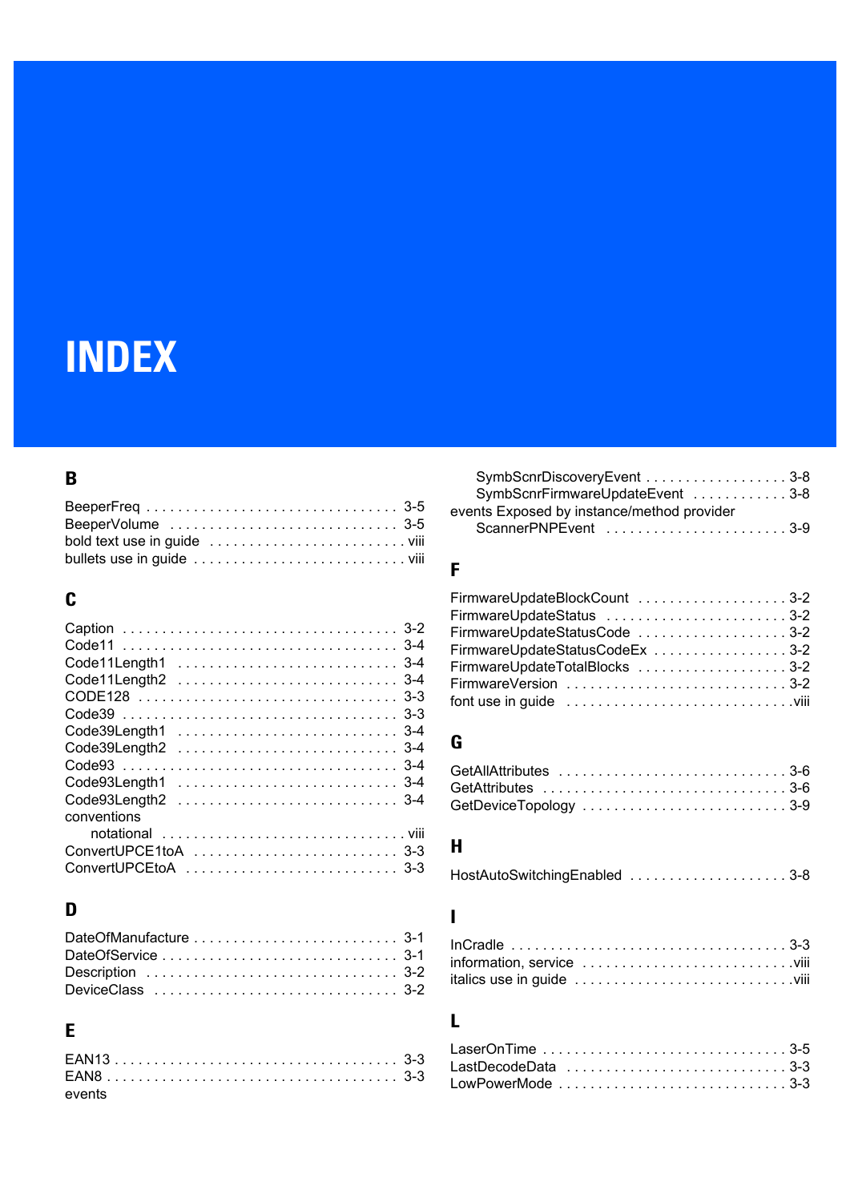# INDEX

## B

- BeeperFreq . . . . . . . . . . . . . . . . . . . . . . . . . . . . . . . 3-5
- BeeperVolume . . . . . . . . . . . . . . . . . . . . . . . . . . . . 3-5
- bold text use in guide . . . . . . . . . . . . . . . . . . . . . . . . . viii
- bullets use in guide . . . . . . . . . . . . . . . . . . . . . . . . . . viii

## C

- Caption . . . . . . . . . . . . . . . . . . . . . . . . . . . . . . . . . . 3-2
- Code11 . . . . . . . . . . . . . . . . . . . . . . . . . . . . . . . . . . 3-4
- Code11Length1 . . . . . . . . . . . . . . . . . . . . . . . . . . . 3-4
- Code11Length2 . . . . . . . . . . . . . . . . . . . . . . . . . . . 3-4
- CODE128 . . . . . . . . . . . . . . . . . . . . . . . . . . . . . . . . 3-3
- Code39 . . . . . . . . . . . . . . . . . . . . . . . . . . . . . . . . . . 3-3
- Code39Length1 . . . . . . . . . . . . . . . . . . . . . . . . . . . 3-4
- Code39Length2 . . . . . . . . . . . . . . . . . . . . . . . . . . . 3-4
- Code93 . . . . . . . . . . . . . . . . . . . . . . . . . . . . . . . . . . 3-4
- Code93Length1 . . . . . . . . . . . . . . . . . . . . . . . . . . . 3-4
- Code93Length2 . . . . . . . . . . . . . . . . . . . . . . . . . . . 3-4
- conventions
    - notational . . . . . . . . . . . . . . . . . . . . . . . . . . . . . . viii
- ConvertUPCE1toA . . . . . . . . . . . . . . . . . . . . . . . . . 3-3
- ConvertUPCEtoA . . . . . . . . . . . . . . . . . . . . . . . . . . 3-3

## D

- DateOfManufacture . . . . . . . . . . . . . . . . . . . . . . . . . 3-1
- DateOfService . . . . . . . . . . . . . . . . . . . . . . . . . . . . . 3-1
- Description . . . . . . . . . . . . . . . . . . . . . . . . . . . . . . . 3-2
- DeviceClass . . . . . . . . . . . . . . . . . . . . . . . . . . . . . . 3-2

## E

- EAN13 . . . . . . . . . . . . . . . . . . . . . . . . . . . . . . . . . . . 3-3
- EAN8 . . . . . . . . . . . . . . . . . . . . . . . . . . . . . . . . . . . . 3-3
- events
    - SymbScnrDiscoveryEvent . . . . . . . . . . . . . . . . . . 3-8
    - SymbScnrFirmwareUpdateEvent . . . . . . . . . . . . 3-8
- events Exposed by instance/method provider
    - ScannerPNPEvent . . . . . . . . . . . . . . . . . . . . . . . . 3-9

## F

- FirmwareUpdateBlockCount . . . . . . . . . . . . . . . . . . . 3-2
- FirmwareUpdateStatus . . . . . . . . . . . . . . . . . . . . . . . 3-2
- FirmwareUpdateStatusCode . . . . . . . . . . . . . . . . . . . 3-2
- FirmwareUpdateStatusCodeEx . . . . . . . . . . . . . . . . . 3-2
- FirmwareUpdateTotalBlocks . . . . . . . . . . . . . . . . . . . 3-2
- FirmwareVersion . . . . . . . . . . . . . . . . . . . . . . . . . . . 3-2
- font use in guide . . . . . . . . . . . . . . . . . . . . . . . . . . . viii

## G

- GetAllAttributes . . . . . . . . . . . . . . . . . . . . . . . . . . . . 3-6
- GetAttributes . . . . . . . . . . . . . . . . . . . . . . . . . . . . . . 3-6
- GetDeviceTopology . . . . . . . . . . . . . . . . . . . . . . . . . 3-9

## H

- HostAutoSwitchingEnabled . . . . . . . . . . . . . . . . . . . 3-8

## I

- InCradle . . . . . . . . . . . . . . . . . . . . . . . . . . . . . . . . . . 3-3
- information, service . . . . . . . . . . . . . . . . . . . . . . . . . viii
- italics use in guide . . . . . . . . . . . . . . . . . . . . . . . . . . viii

## L

- LaserOnTime . . . . . . . . . . . . . . . . . . . . . . . . . . . . . . 3-5
- LastDecodeData . . . . . . . . . . . . . . . . . . . . . . . . . . . 3-3
- LowPowerMode . . . . . . . . . . . . . . . . . . . . . . . . . . . . 3-3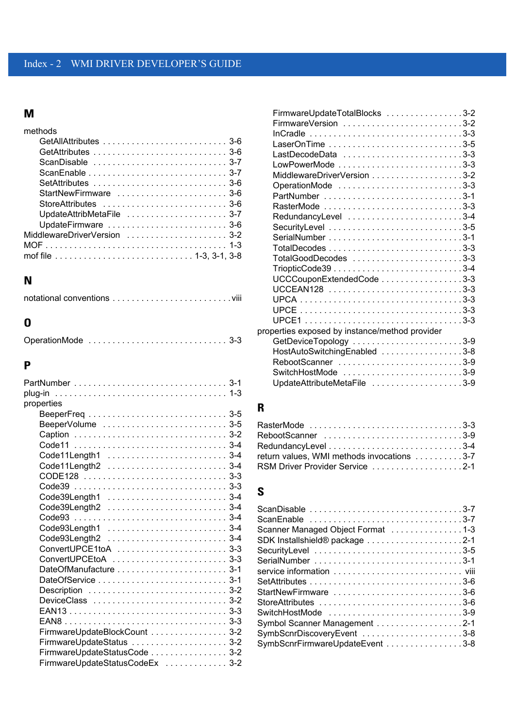## M

methods
- GetAllAttributes . . . . . . . . . . . . . . . . . . . . . . . . . . 3-6
- GetAttributes . . . . . . . . . . . . . . . . . . . . . . . . . . . . 3-6
- ScanDisable . . . . . . . . . . . . . . . . . . . . . . . . . . . . 3-7
- ScanEnable . . . . . . . . . . . . . . . . . . . . . . . . . . . . . 3-7
- SetAttributes . . . . . . . . . . . . . . . . . . . . . . . . . . . . 3-6
- StartNewFirmware . . . . . . . . . . . . . . . . . . . . . . . 3-6
- StoreAttributes . . . . . . . . . . . . . . . . . . . . . . . . . . 3-6
- UpdateAttribMetaFile . . . . . . . . . . . . . . . . . . . . . 3-7
- UpdateFirmware . . . . . . . . . . . . . . . . . . . . . . . . . 3-6

MiddlewareDriverVersion . . . . . . . . . . . . . . . . . . . . . 3-2
MOF . . . . . . . . . . . . . . . . . . . . . . . . . . . . . . . . . . . . . 1-3
mof file . . . . . . . . . . . . . . . . . . . . . . . . . . . . 1-3, 3-1, 3-8

## N

notational conventions . . . . . . . . . . . . . . . . . . . . . . . . viii

## O

OperationMode . . . . . . . . . . . . . . . . . . . . . . . . . . . . 3-3

## P

PartNumber . . . . . . . . . . . . . . . . . . . . . . . . . . . . . . . 3-1
plug-in . . . . . . . . . . . . . . . . . . . . . . . . . . . . . . . . . . . 1-3
properties
- BeeperFreq . . . . . . . . . . . . . . . . . . . . . . . . . . . . . 3-5
- BeeperVolume . . . . . . . . . . . . . . . . . . . . . . . . . . 3-5
- Caption . . . . . . . . . . . . . . . . . . . . . . . . . . . . . . . 3-2
- Code11 . . . . . . . . . . . . . . . . . . . . . . . . . . . . . . . 3-4
- Code11Length1 . . . . . . . . . . . . . . . . . . . . . . . . . 3-4
- Code11Length2 . . . . . . . . . . . . . . . . . . . . . . . . . 3-4
- CODE128 . . . . . . . . . . . . . . . . . . . . . . . . . . . . . 3-3
- Code39 . . . . . . . . . . . . . . . . . . . . . . . . . . . . . . . 3-3
- Code39Length1 . . . . . . . . . . . . . . . . . . . . . . . . . 3-4
- Code39Length2 . . . . . . . . . . . . . . . . . . . . . . . . . 3-4
- Code93 . . . . . . . . . . . . . . . . . . . . . . . . . . . . . . . 3-4
- Code93Length1 . . . . . . . . . . . . . . . . . . . . . . . . . 3-4
- Code93Length2 . . . . . . . . . . . . . . . . . . . . . . . . . 3-4
- ConvertUPCE1toA . . . . . . . . . . . . . . . . . . . . . . . 3-3
- ConvertUPCEtoA . . . . . . . . . . . . . . . . . . . . . . . . 3-3
- DateOfManufacture . . . . . . . . . . . . . . . . . . . . . . . 3-1
- DateOfService . . . . . . . . . . . . . . . . . . . . . . . . . . 3-1
- Description . . . . . . . . . . . . . . . . . . . . . . . . . . . . 3-2
- DeviceClass . . . . . . . . . . . . . . . . . . . . . . . . . . . . 3-2
- EAN13 . . . . . . . . . . . . . . . . . . . . . . . . . . . . . . . . 3-3
- EAN8 . . . . . . . . . . . . . . . . . . . . . . . . . . . . . . . . . 3-3
- FirmwareUpdateBlockCount . . . . . . . . . . . . . . . . 3-2
- FirmwareUpdateStatus . . . . . . . . . . . . . . . . . . . . 3-2
- FirmwareUpdateStatusCode . . . . . . . . . . . . . . . . 3-2
- FirmwareUpdateStatusCodeEx . . . . . . . . . . . . . 3-2
- FirmwareUpdateTotalBlocks . . . . . . . . . . . . . . . . 3-2
- FirmwareVersion . . . . . . . . . . . . . . . . . . . . . . . . . 3-2
- InCradle . . . . . . . . . . . . . . . . . . . . . . . . . . . . . . . 3-3
- LaserOnTime . . . . . . . . . . . . . . . . . . . . . . . . . . . 3-5
- LastDecodeData . . . . . . . . . . . . . . . . . . . . . . . . . 3-3
- LowPowerMode . . . . . . . . . . . . . . . . . . . . . . . . . . 3-3
- MiddlewareDriverVersion . . . . . . . . . . . . . . . . . . . 3-2
- OperationMode . . . . . . . . . . . . . . . . . . . . . . . . . . 3-3
- PartNumber . . . . . . . . . . . . . . . . . . . . . . . . . . . . 3-1
- RasterMode . . . . . . . . . . . . . . . . . . . . . . . . . . . . 3-3
- RedundancyLevel . . . . . . . . . . . . . . . . . . . . . . . . 3-4
- SecurityLevel . . . . . . . . . . . . . . . . . . . . . . . . . . . 3-5
- SerialNumber . . . . . . . . . . . . . . . . . . . . . . . . . . . 3-1
- TotalDecodes . . . . . . . . . . . . . . . . . . . . . . . . . . . 3-3
- TotalGoodDecodes . . . . . . . . . . . . . . . . . . . . . . . 3-3
- TriopticCode39 . . . . . . . . . . . . . . . . . . . . . . . . . . 3-4
- UCCCouponExtendedCode . . . . . . . . . . . . . . . . . 3-3
- UCCEAN128 . . . . . . . . . . . . . . . . . . . . . . . . . . . . 3-3
- UPCA . . . . . . . . . . . . . . . . . . . . . . . . . . . . . . . . . 3-3
- UPCE . . . . . . . . . . . . . . . . . . . . . . . . . . . . . . . . . 3-3
- UPCE1 . . . . . . . . . . . . . . . . . . . . . . . . . . . . . . . . 3-3

properties exposed by instance/method provider
- GetDeviceTopology . . . . . . . . . . . . . . . . . . . . . . . 3-9
- HostAutoSwitchingEnabled . . . . . . . . . . . . . . . . . 3-8
- RebootScanner . . . . . . . . . . . . . . . . . . . . . . . . . . 3-9
- SwitchHostMode . . . . . . . . . . . . . . . . . . . . . . . . . 3-9
- UpdateAttributeMetaFile . . . . . . . . . . . . . . . . . . . 3-9

## R

RasterMode . . . . . . . . . . . . . . . . . . . . . . . . . . . . . . . 3-3
RebootScanner . . . . . . . . . . . . . . . . . . . . . . . . . . . . 3-9
RedundancyLevel . . . . . . . . . . . . . . . . . . . . . . . . . . 3-4
return values, WMI methods invocations . . . . . . . . . . 3-7
RSM Driver Provider Service . . . . . . . . . . . . . . . . . . 2-1

## S

ScanDisable . . . . . . . . . . . . . . . . . . . . . . . . . . . . . . 3-7
ScanEnable . . . . . . . . . . . . . . . . . . . . . . . . . . . . . . . 3-7
Scanner Managed Object Format . . . . . . . . . . . . . . 1-3
SDK InstallshieId® package . . . . . . . . . . . . . . . . . . . 2-1
SecurityLevel . . . . . . . . . . . . . . . . . . . . . . . . . . . . . 3-5
SerialNumber . . . . . . . . . . . . . . . . . . . . . . . . . . . . . 3-1
service information . . . . . . . . . . . . . . . . . . . . . . . . . viii
SetAttributes . . . . . . . . . . . . . . . . . . . . . . . . . . . . . . 3-6
StartNewFirmware . . . . . . . . . . . . . . . . . . . . . . . . . . 3-6
StoreAttributes . . . . . . . . . . . . . . . . . . . . . . . . . . . . 3-6
SwitchHostMode . . . . . . . . . . . . . . . . . . . . . . . . . . . 3-9
Symbol Scanner Management . . . . . . . . . . . . . . . . . 2-1
SymbScnrDiscoveryEvent . . . . . . . . . . . . . . . . . . . . 3-8
SymbScnrFirmwareUpdateEvent . . . . . . . . . . . . . . . 3-8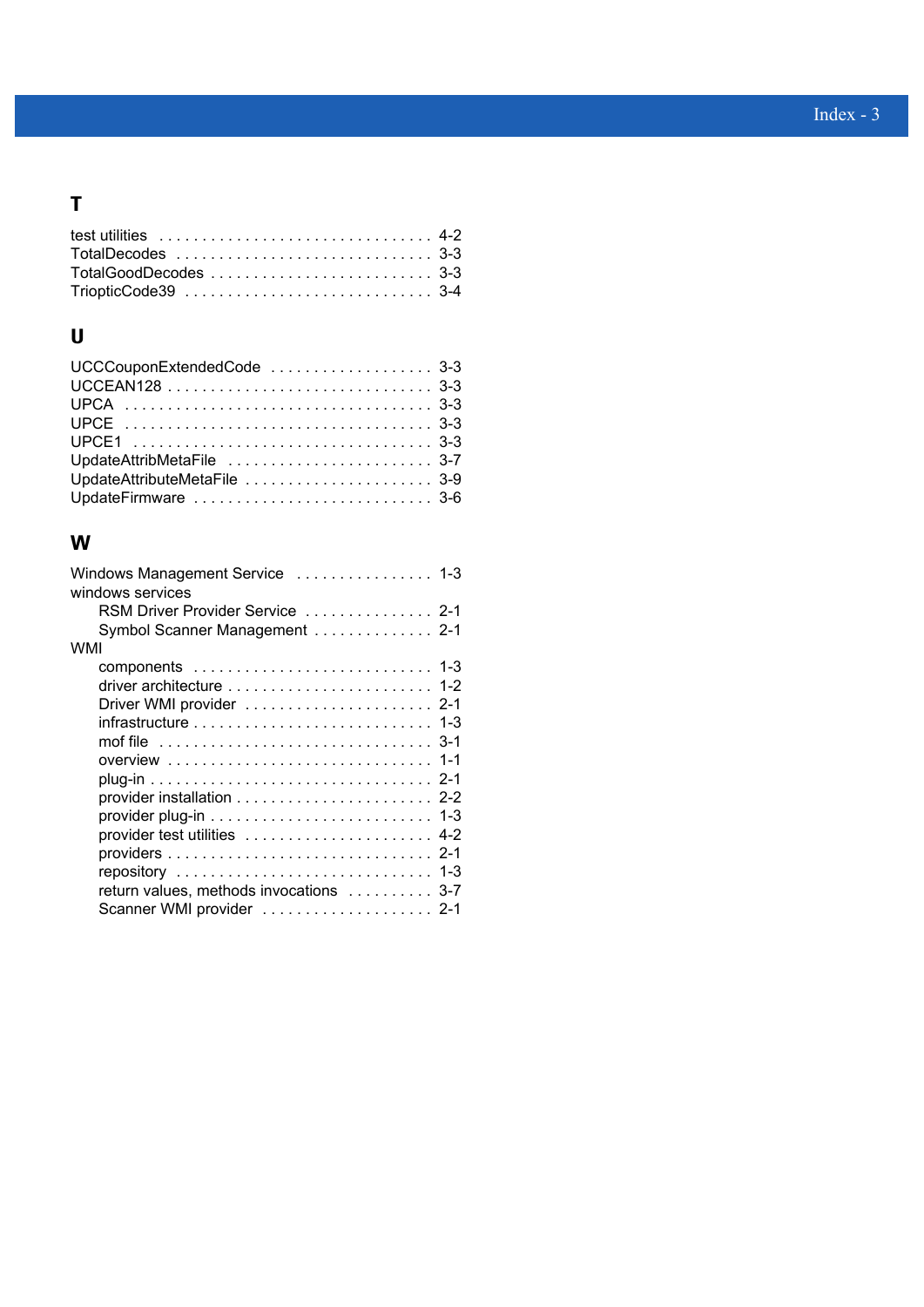## T

test utilities . . . . . . . . . . . . . . . . . . . . . . . . . . . . . . . . 4-2
TotalDecodes . . . . . . . . . . . . . . . . . . . . . . . . . . . . . . 3-3
TotalGoodDecodes . . . . . . . . . . . . . . . . . . . . . . . . . . 3-3
TriopticCode39 . . . . . . . . . . . . . . . . . . . . . . . . . . . . 3-4

## U

UCCCouponExtendedCode . . . . . . . . . . . . . . . . . . . 3-3
UCCEAN128 . . . . . . . . . . . . . . . . . . . . . . . . . . . . . . . 3-3
UPCA . . . . . . . . . . . . . . . . . . . . . . . . . . . . . . . . . . . . 3-3
UPCE . . . . . . . . . . . . . . . . . . . . . . . . . . . . . . . . . . . . 3-3
UPCE1 . . . . . . . . . . . . . . . . . . . . . . . . . . . . . . . . . . . 3-3
UpdateAttribMetaFile . . . . . . . . . . . . . . . . . . . . . . . . 3-7
UpdateAttributeMetaFile . . . . . . . . . . . . . . . . . . . . . . 3-9
UpdateFirmware . . . . . . . . . . . . . . . . . . . . . . . . . . . 3-6

## W

Windows Management Service . . . . . . . . . . . . . . . . 1-3
windows services
- RSM Driver Provider Service . . . . . . . . . . . . . . . 2-1
- Symbol Scanner Management . . . . . . . . . . . . . . 2-1

WMI
- components . . . . . . . . . . . . . . . . . . . . . . . . . . . 1-3
- driver architecture . . . . . . . . . . . . . . . . . . . . . . . 1-2
- Driver WMI provider . . . . . . . . . . . . . . . . . . . . . 2-1
- infrastructure . . . . . . . . . . . . . . . . . . . . . . . . . . . 1-3
- mof file . . . . . . . . . . . . . . . . . . . . . . . . . . . . . . . 3-1
- overview . . . . . . . . . . . . . . . . . . . . . . . . . . . . . . 1-1
- plug-in . . . . . . . . . . . . . . . . . . . . . . . . . . . . . . . 2-1
- provider installation . . . . . . . . . . . . . . . . . . . . . . 2-2
- provider plug-in . . . . . . . . . . . . . . . . . . . . . . . . . 1-3
- provider test utilities . . . . . . . . . . . . . . . . . . . . . 4-2
- providers . . . . . . . . . . . . . . . . . . . . . . . . . . . . . . 2-1
- repository . . . . . . . . . . . . . . . . . . . . . . . . . . . . . 1-3
- return values, methods invocations . . . . . . . . . . 3-7
- Scanner WMI provider . . . . . . . . . . . . . . . . . . . 2-1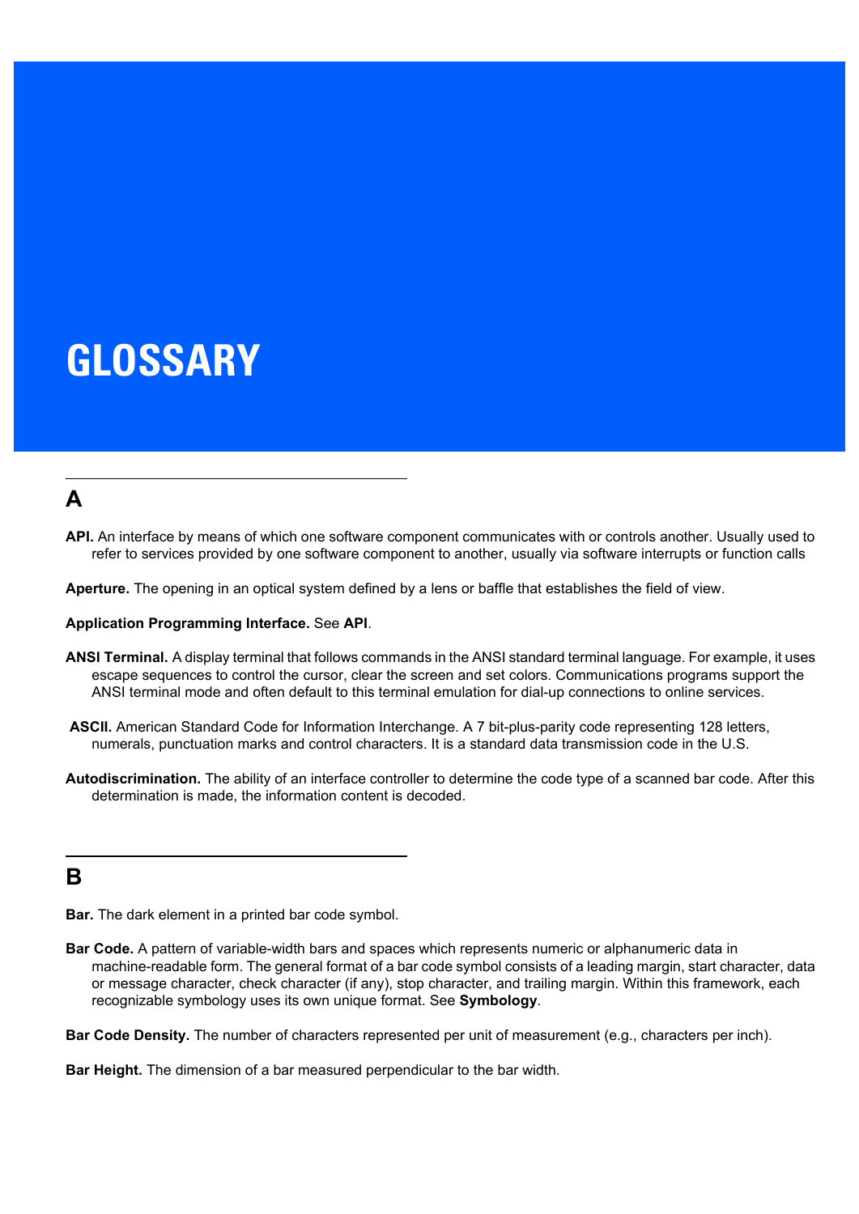# GLOSSARY

## A

**API.** An interface by means of which one software component communicates with or controls another. Usually used to refer to services provided by one software component to another, usually via software interrupts or function calls

**Aperture.** The opening in an optical system defined by a lens or baffle that establishes the field of view.

**Application Programming Interface.** See **API**.

**ANSI Terminal.** A display terminal that follows commands in the ANSI standard terminal language. For example, it uses escape sequences to control the cursor, clear the screen and set colors. Communications programs support the ANSI terminal mode and often default to this terminal emulation for dial-up connections to online services.

**ASCII.** American Standard Code for Information Interchange. A 7 bit-plus-parity code representing 128 letters, numerals, punctuation marks and control characters. It is a standard data transmission code in the U.S.

**Autodiscrimination.** The ability of an interface controller to determine the code type of a scanned bar code. After this determination is made, the information content is decoded.

## B

**Bar.** The dark element in a printed bar code symbol.

**Bar Code.** A pattern of variable-width bars and spaces which represents numeric or alphanumeric data in machine-readable form. The general format of a bar code symbol consists of a leading margin, start character, data or message character, check character (if any), stop character, and trailing margin. Within this framework, each recognizable symbology uses its own unique format. See **Symbology**.

**Bar Code Density.** The number of characters represented per unit of measurement (e.g., characters per inch).

**Bar Height.** The dimension of a bar measured perpendicular to the bar width.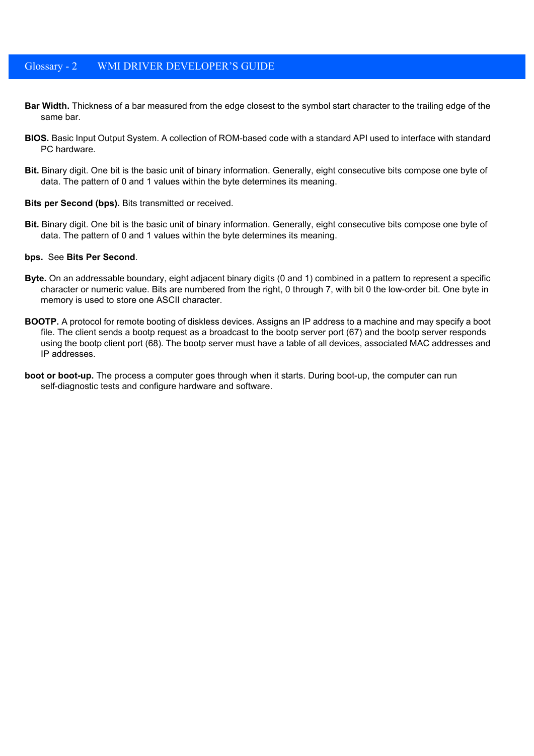**Bar Width.** Thickness of a bar measured from the edge closest to the symbol start character to the trailing edge of the same bar.

**BIOS.** Basic Input Output System. A collection of ROM-based code with a standard API used to interface with standard PC hardware.

**Bit.** Binary digit. One bit is the basic unit of binary information. Generally, eight consecutive bits compose one byte of data. The pattern of 0 and 1 values within the byte determines its meaning.

**Bits per Second (bps).** Bits transmitted or received.

**Bit.** Binary digit. One bit is the basic unit of binary information. Generally, eight consecutive bits compose one byte of data. The pattern of 0 and 1 values within the byte determines its meaning.

**bps.** See **Bits Per Second**.

**Byte.** On an addressable boundary, eight adjacent binary digits (0 and 1) combined in a pattern to represent a specific character or numeric value. Bits are numbered from the right, 0 through 7, with bit 0 the low-order bit. One byte in memory is used to store one ASCII character.

**BOOTP.** A protocol for remote booting of diskless devices. Assigns an IP address to a machine and may specify a boot file. The client sends a bootp request as a broadcast to the bootp server port (67) and the bootp server responds using the bootp client port (68). The bootp server must have a table of all devices, associated MAC addresses and IP addresses.

**boot or boot-up.** The process a computer goes through when it starts. During boot-up, the computer can run self-diagnostic tests and configure hardware and software.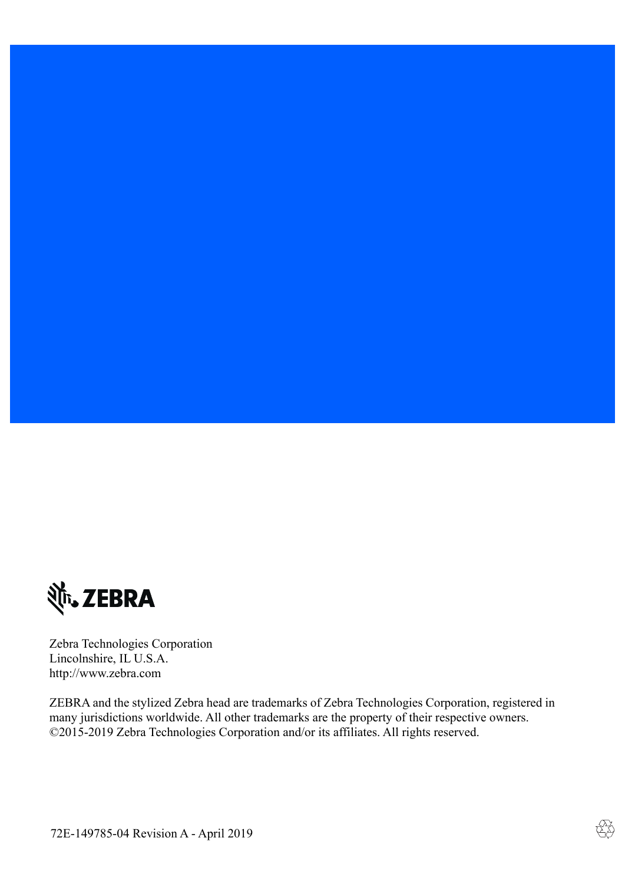ZEBRA

Zebra Technologies Corporation
Lincolnshire, IL U.S.A.
http://www.zebra.com

ZEBRA and the stylized Zebra head are trademarks of Zebra Technologies Corporation, registered in many jurisdictions worldwide. All other trademarks are the property of their respective owners.
©2015-2019 Zebra Technologies Corporation and/or its affiliates. All rights reserved.

72E-149785-04 Revision A - April 2019